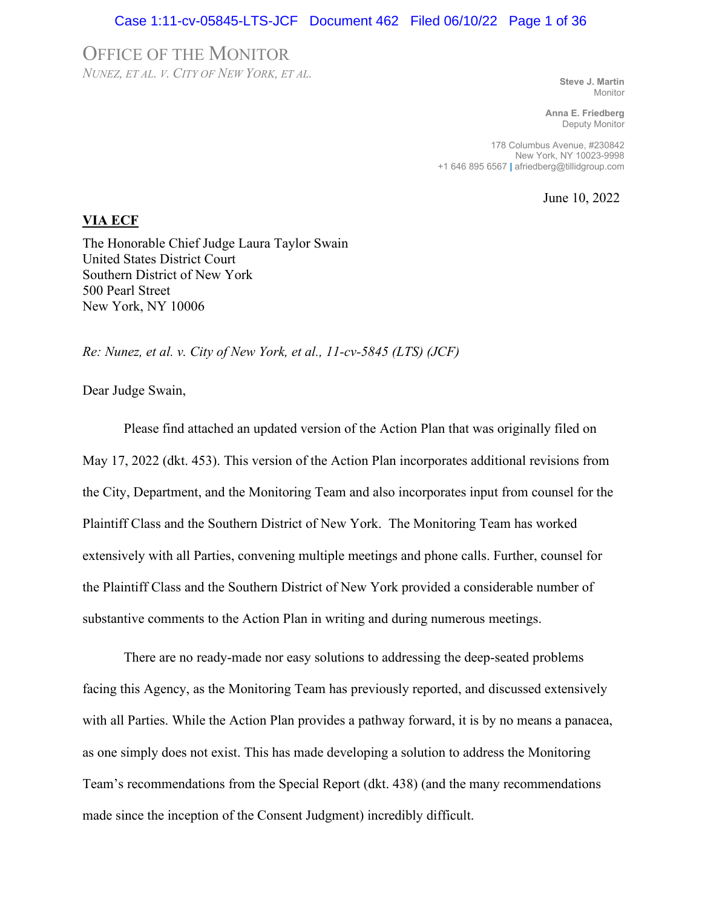# OFFICE OF THE MONITOR

*NUNEZ, ET AL. V. CITY OF NEW YORK, ET AL.*

**Steve J. Martin**
Monitor

**Anna E. Friedberg**
Deputy Monitor

178 Columbus Avenue, #230842
New York, NY 10023-9998
+1 646 895 6567 | afriedberg@tillidgroup.com

June 10, 2022

**VIA ECF**

The Honorable Chief Judge Laura Taylor Swain
United States District Court
Southern District of New York
500 Pearl Street
New York, NY 10006

*Re: Nunez, et al. v. City of New York, et al., 11-cv-5845 (LTS) (JCF)*

Dear Judge Swain,

Please find attached an updated version of the Action Plan that was originally filed on May 17, 2022 (dkt. 453). This version of the Action Plan incorporates additional revisions from the City, Department, and the Monitoring Team and also incorporates input from counsel for the Plaintiff Class and the Southern District of New York. The Monitoring Team has worked extensively with all Parties, convening multiple meetings and phone calls. Further, counsel for the Plaintiff Class and the Southern District of New York provided a considerable number of substantive comments to the Action Plan in writing and during numerous meetings.

There are no ready-made nor easy solutions to addressing the deep-seated problems facing this Agency, as the Monitoring Team has previously reported, and discussed extensively with all Parties. While the Action Plan provides a pathway forward, it is by no means a panacea, as one simply does not exist. This has made developing a solution to address the Monitoring Team's recommendations from the Special Report (dkt. 438) (and the many recommendations made since the inception of the Consent Judgment) incredibly difficult.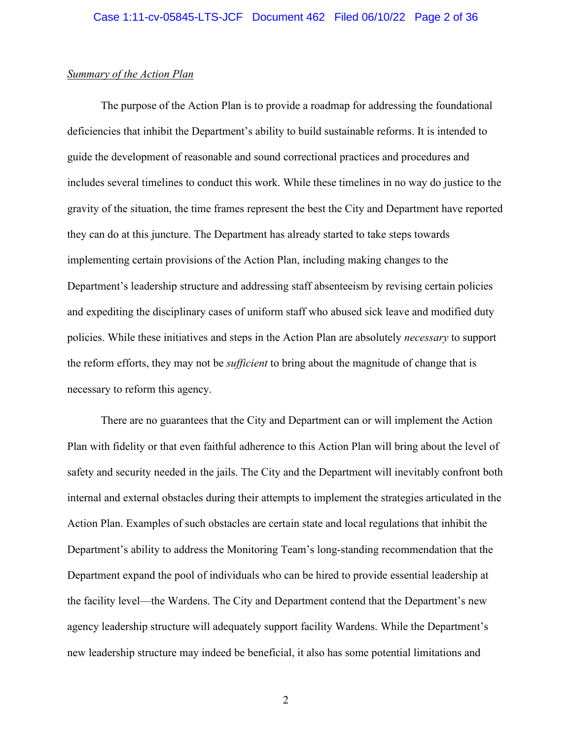*Summary of the Action Plan*

The purpose of the Action Plan is to provide a roadmap for addressing the foundational deficiencies that inhibit the Department's ability to build sustainable reforms. It is intended to guide the development of reasonable and sound correctional practices and procedures and includes several timelines to conduct this work. While these timelines in no way do justice to the gravity of the situation, the time frames represent the best the City and Department have reported they can do at this juncture. The Department has already started to take steps towards implementing certain provisions of the Action Plan, including making changes to the Department's leadership structure and addressing staff absenteeism by revising certain policies and expediting the disciplinary cases of uniform staff who abused sick leave and modified duty policies. While these initiatives and steps in the Action Plan are absolutely *necessary* to support the reform efforts, they may not be *sufficient* to bring about the magnitude of change that is necessary to reform this agency.

There are no guarantees that the City and Department can or will implement the Action Plan with fidelity or that even faithful adherence to this Action Plan will bring about the level of safety and security needed in the jails. The City and the Department will inevitably confront both internal and external obstacles during their attempts to implement the strategies articulated in the Action Plan. Examples of such obstacles are certain state and local regulations that inhibit the Department's ability to address the Monitoring Team's long-standing recommendation that the Department expand the pool of individuals who can be hired to provide essential leadership at the facility level—the Wardens. The City and Department contend that the Department's new agency leadership structure will adequately support facility Wardens. While the Department's new leadership structure may indeed be beneficial, it also has some potential limitations and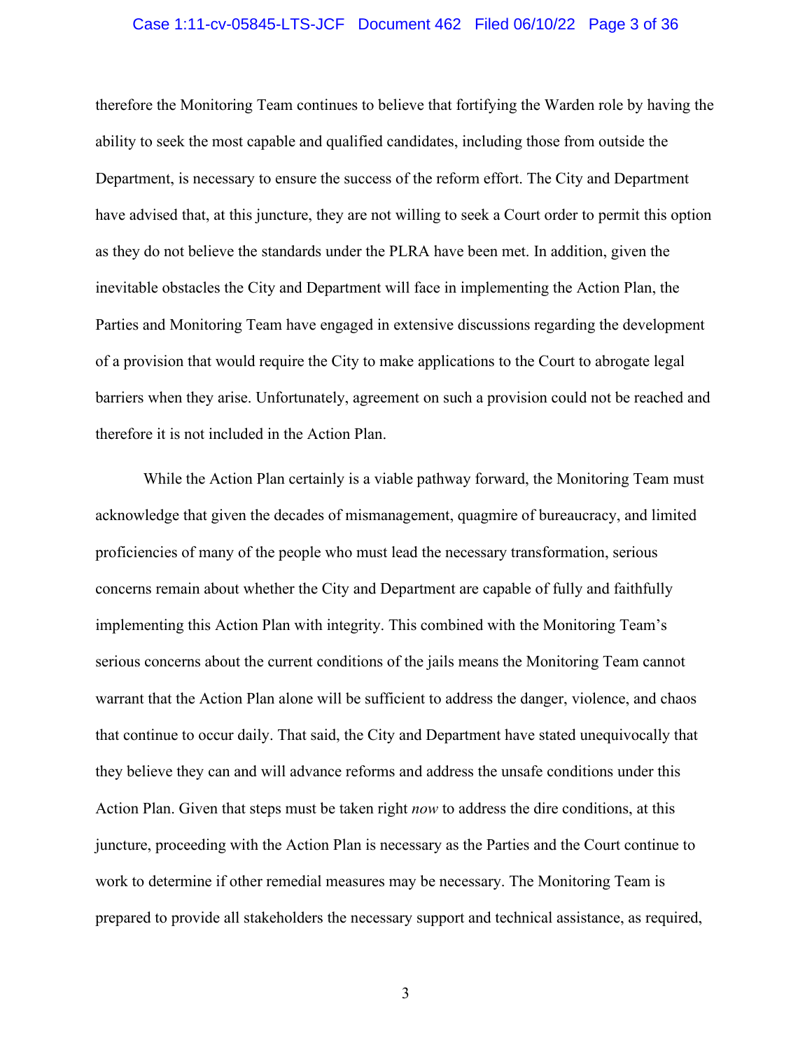therefore the Monitoring Team continues to believe that fortifying the Warden role by having the ability to seek the most capable and qualified candidates, including those from outside the Department, is necessary to ensure the success of the reform effort. The City and Department have advised that, at this juncture, they are not willing to seek a Court order to permit this option as they do not believe the standards under the PLRA have been met. In addition, given the inevitable obstacles the City and Department will face in implementing the Action Plan, the Parties and Monitoring Team have engaged in extensive discussions regarding the development of a provision that would require the City to make applications to the Court to abrogate legal barriers when they arise. Unfortunately, agreement on such a provision could not be reached and therefore it is not included in the Action Plan.

While the Action Plan certainly is a viable pathway forward, the Monitoring Team must acknowledge that given the decades of mismanagement, quagmire of bureaucracy, and limited proficiencies of many of the people who must lead the necessary transformation, serious concerns remain about whether the City and Department are capable of fully and faithfully implementing this Action Plan with integrity. This combined with the Monitoring Team's serious concerns about the current conditions of the jails means the Monitoring Team cannot warrant that the Action Plan alone will be sufficient to address the danger, violence, and chaos that continue to occur daily. That said, the City and Department have stated unequivocally that they believe they can and will advance reforms and address the unsafe conditions under this Action Plan. Given that steps must be taken right *now* to address the dire conditions, at this juncture, proceeding with the Action Plan is necessary as the Parties and the Court continue to work to determine if other remedial measures may be necessary. The Monitoring Team is prepared to provide all stakeholders the necessary support and technical assistance, as required,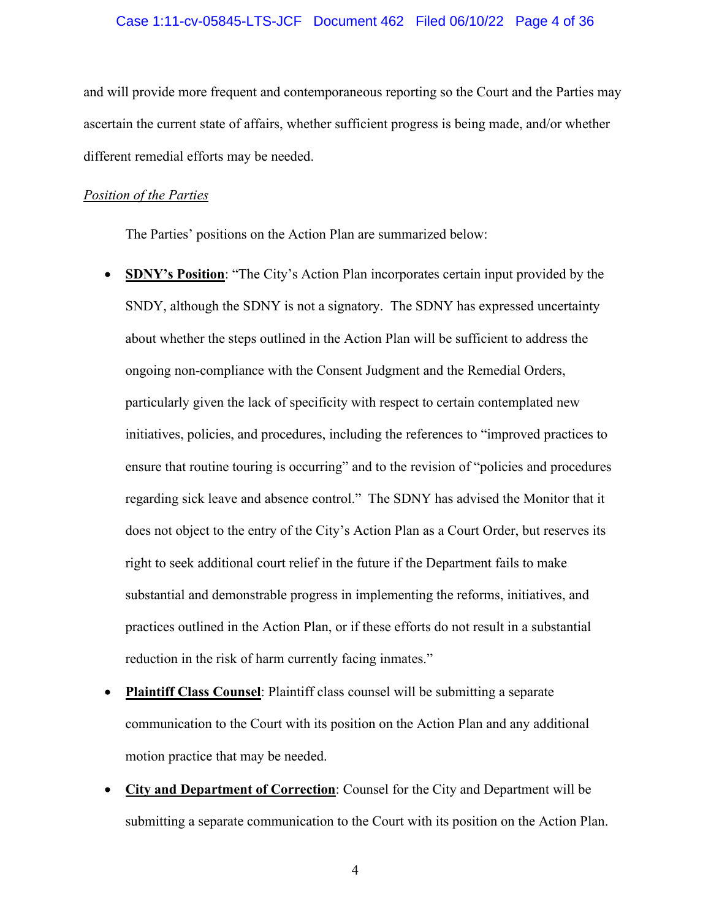and will provide more frequent and contemporaneous reporting so the Court and the Parties may ascertain the current state of affairs, whether sufficient progress is being made, and/or whether different remedial efforts may be needed.

*Position of the Parties*

The Parties' positions on the Action Plan are summarized below:

- **SDNY's Position**: "The City's Action Plan incorporates certain input provided by the SNDY, although the SDNY is not a signatory. The SDNY has expressed uncertainty about whether the steps outlined in the Action Plan will be sufficient to address the ongoing non-compliance with the Consent Judgment and the Remedial Orders, particularly given the lack of specificity with respect to certain contemplated new initiatives, policies, and procedures, including the references to "improved practices to ensure that routine touring is occurring" and to the revision of "policies and procedures regarding sick leave and absence control." The SDNY has advised the Monitor that it does not object to the entry of the City's Action Plan as a Court Order, but reserves its right to seek additional court relief in the future if the Department fails to make substantial and demonstrable progress in implementing the reforms, initiatives, and practices outlined in the Action Plan, or if these efforts do not result in a substantial reduction in the risk of harm currently facing inmates."
- **Plaintiff Class Counsel**: Plaintiff class counsel will be submitting a separate communication to the Court with its position on the Action Plan and any additional motion practice that may be needed.
- **City and Department of Correction**: Counsel for the City and Department will be submitting a separate communication to the Court with its position on the Action Plan.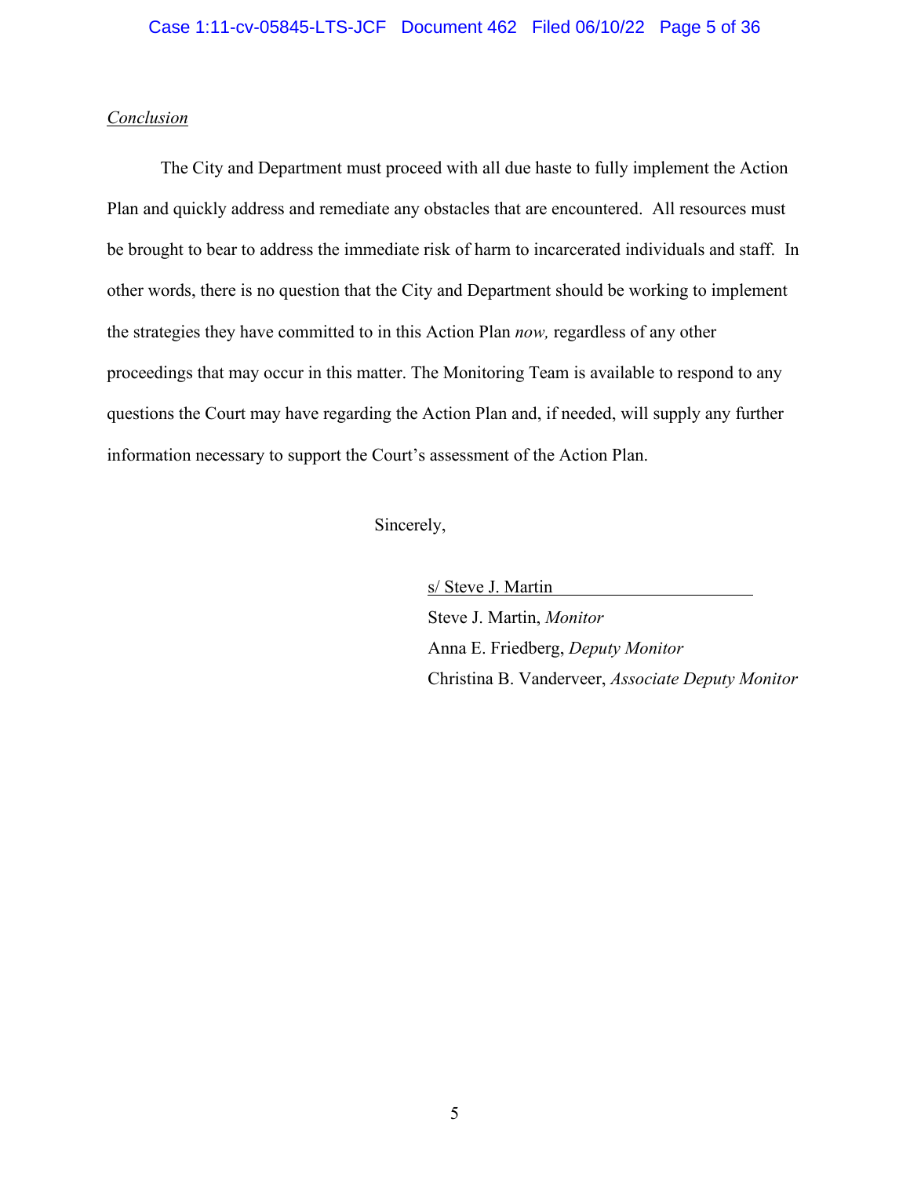*Conclusion*

The City and Department must proceed with all due haste to fully implement the Action Plan and quickly address and remediate any obstacles that are encountered. All resources must be brought to bear to address the immediate risk of harm to incarcerated individuals and staff. In other words, there is no question that the City and Department should be working to implement the strategies they have committed to in this Action Plan *now,* regardless of any other proceedings that may occur in this matter. The Monitoring Team is available to respond to any questions the Court may have regarding the Action Plan and, if needed, will supply any further information necessary to support the Court's assessment of the Action Plan.

Sincerely,

s/ Steve J. Martin

Steve J. Martin, *Monitor*
Anna E. Friedberg, *Deputy Monitor*
Christina B. Vanderveer, *Associate Deputy Monitor*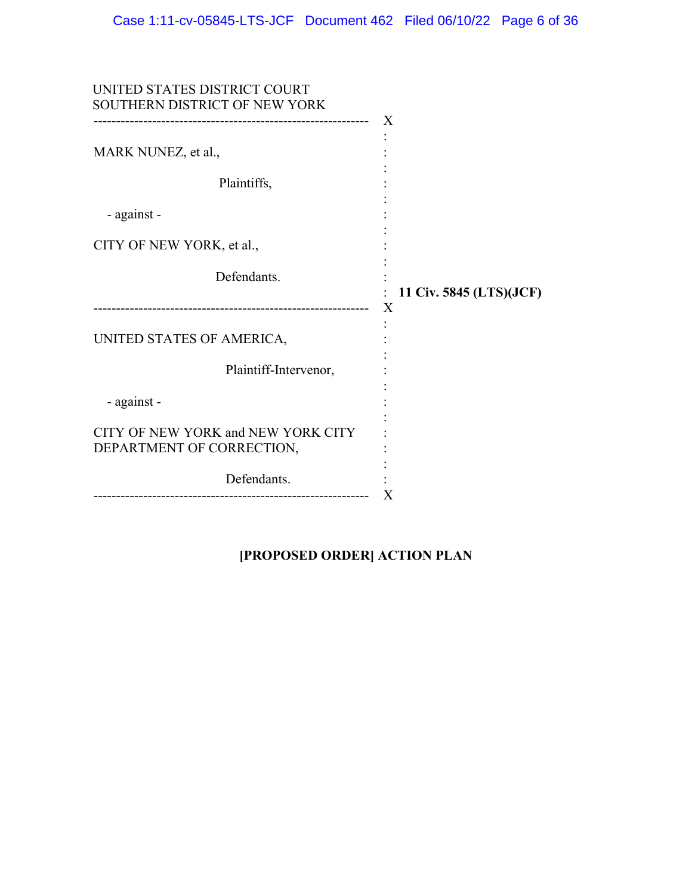UNITED STATES DISTRICT COURT
SOUTHERN DISTRICT OF NEW YORK

---

MARK NUNEZ, et al.,

Plaintiffs,

- against -

CITY OF NEW YORK, et al.,

Defendants.

**11 Civ. 5845 (LTS)(JCF)**

---

UNITED STATES OF AMERICA,

Plaintiff-Intervenor,

- against -

CITY OF NEW YORK and NEW YORK CITY DEPARTMENT OF CORRECTION,

Defendants.

---

**[PROPOSED ORDER] ACTION PLAN**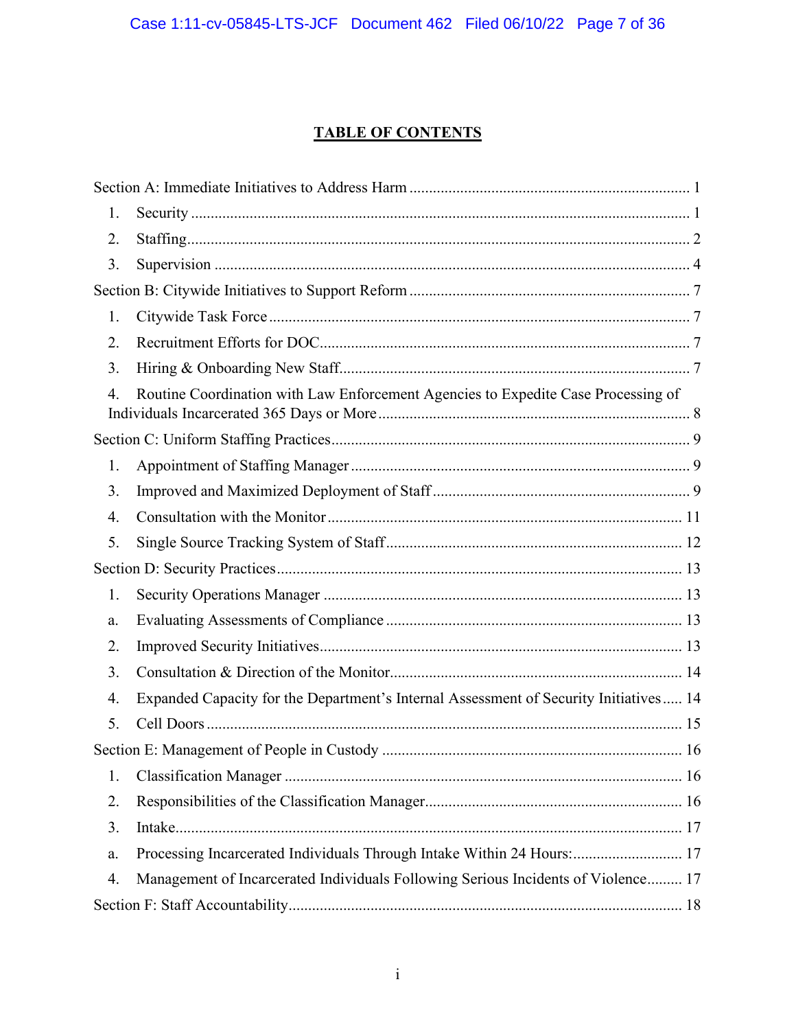## TABLE OF CONTENTS

Section A: Immediate Initiatives to Address Harm ........................................................................ 1

1. Security ................................................................................................................................ 1
2. Staffing.................................................................................................................................. 2
3. Supervision ........................................................................................................................... 4

Section B: Citywide Initiatives to Support Reform ........................................................................ 7

1. Citywide Task Force ............................................................................................................ 7
2. Recruitment Efforts for DOC................................................................................................ 7
3. Hiring & Onboarding New Staff........................................................................................... 7
4. Routine Coordination with Law Enforcement Agencies to Expedite Case Processing of Individuals Incarcerated 365 Days or More ................................................................................. 8

Section C: Uniform Staffing Practices............................................................................................ 9

1. Appointment of Staffing Manager ....................................................................................... 9

3. Improved and Maximized Deployment of Staff .................................................................. 9
4. Consultation with the Monitor ........................................................................................... 11
5. Single Source Tracking System of Staff............................................................................ 12

Section D: Security Practices........................................................................................................ 13

1. Security Operations Manager ............................................................................................ 13

a. Evaluating Assessments of Compliance ............................................................................ 13

2. Improved Security Initiatives............................................................................................. 13
3. Consultation & Direction of the Monitor........................................................................... 14
4. Expanded Capacity for the Department's Internal Assessment of Security Initiatives..... 14
5. Cell Doors .......................................................................................................................... 15

Section E: Management of People in Custody ............................................................................ 16

1. Classification Manager ..................................................................................................... 16
2. Responsibilities of the Classification Manager.................................................................. 16
3. Intake................................................................................................................................. 17

a. Processing Incarcerated Individuals Through Intake Within 24 Hours:............................ 17

4. Management of Incarcerated Individuals Following Serious Incidents of Violence......... 17

Section F: Staff Accountability.................................................................................................... 18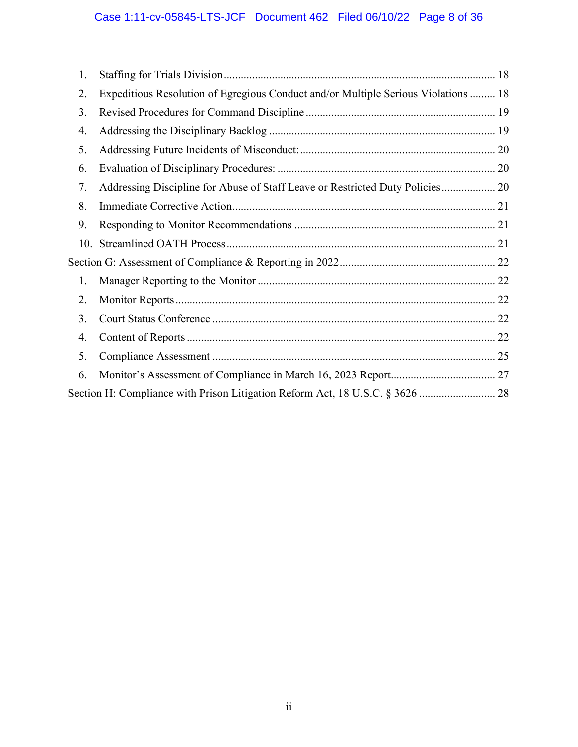1. Staffing for Trials Division ... 18
2. Expeditious Resolution of Egregious Conduct and/or Multiple Serious Violations ... 18
3. Revised Procedures for Command Discipline ... 19
4. Addressing the Disciplinary Backlog ... 19
5. Addressing Future Incidents of Misconduct: ... 20
6. Evaluation of Disciplinary Procedures: ... 20
7. Addressing Discipline for Abuse of Staff Leave or Restricted Duty Policies ... 20
8. Immediate Corrective Action ... 21
9. Responding to Monitor Recommendations ... 21
10. Streamlined OATH Process ... 21

Section G: Assessment of Compliance & Reporting in 2022 ... 22

1. Manager Reporting to the Monitor ... 22
2. Monitor Reports ... 22
3. Court Status Conference ... 22
4. Content of Reports ... 22
5. Compliance Assessment ... 25
6. Monitor's Assessment of Compliance in March 16, 2023 Report ... 27

Section H: Compliance with Prison Litigation Reform Act, 18 U.S.C. § 3626 ... 28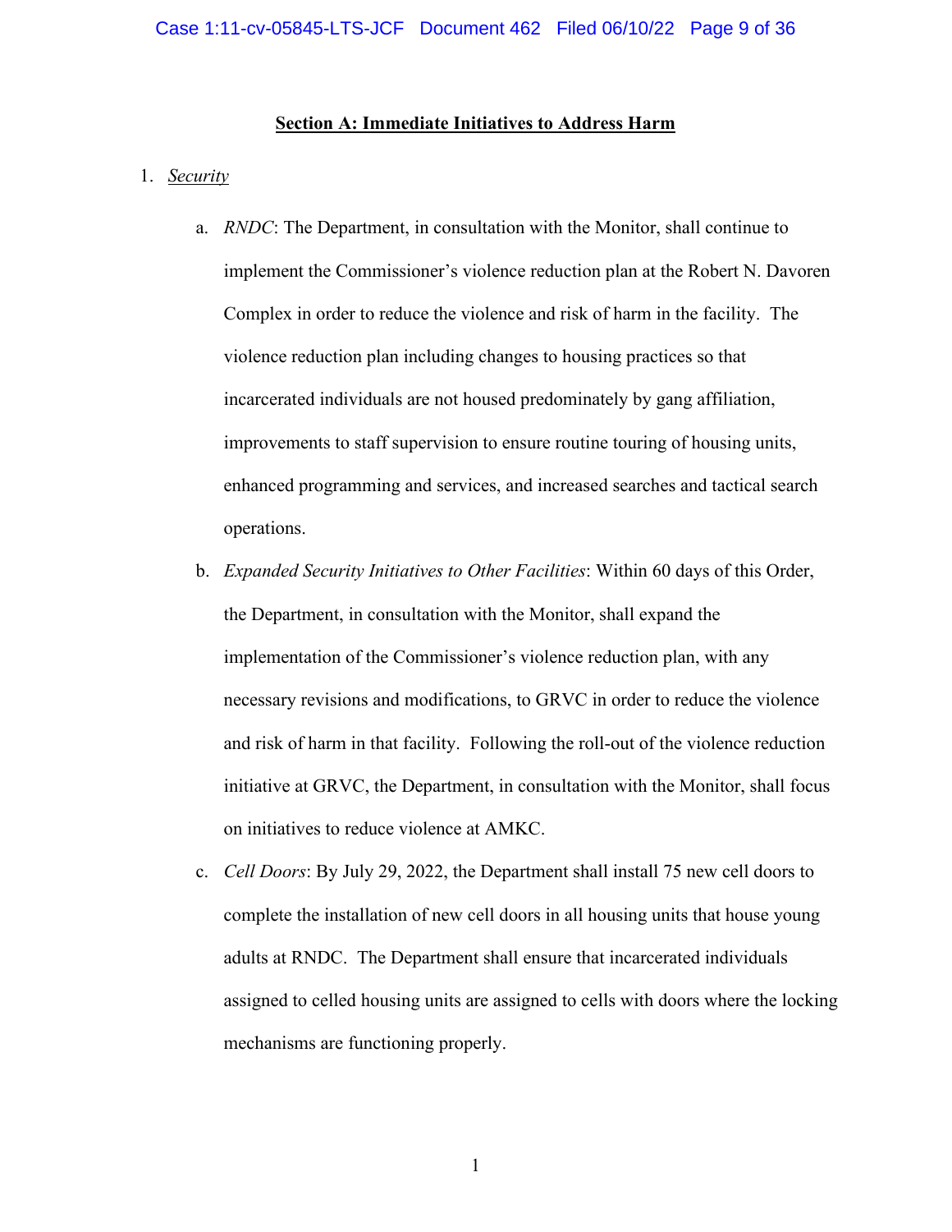## **Section A: Immediate Initiatives to Address Harm**

1. *Security*

    a. *RNDC*: The Department, in consultation with the Monitor, shall continue to implement the Commissioner's violence reduction plan at the Robert N. Davoren Complex in order to reduce the violence and risk of harm in the facility. The violence reduction plan including changes to housing practices so that incarcerated individuals are not housed predominately by gang affiliation, improvements to staff supervision to ensure routine touring of housing units, enhanced programming and services, and increased searches and tactical search operations.

    b. *Expanded Security Initiatives to Other Facilities*: Within 60 days of this Order, the Department, in consultation with the Monitor, shall expand the implementation of the Commissioner's violence reduction plan, with any necessary revisions and modifications, to GRVC in order to reduce the violence and risk of harm in that facility. Following the roll-out of the violence reduction initiative at GRVC, the Department, in consultation with the Monitor, shall focus on initiatives to reduce violence at AMKC.

    c. *Cell Doors*: By July 29, 2022, the Department shall install 75 new cell doors to complete the installation of new cell doors in all housing units that house young adults at RNDC. The Department shall ensure that incarcerated individuals assigned to celled housing units are assigned to cells with doors where the locking mechanisms are functioning properly.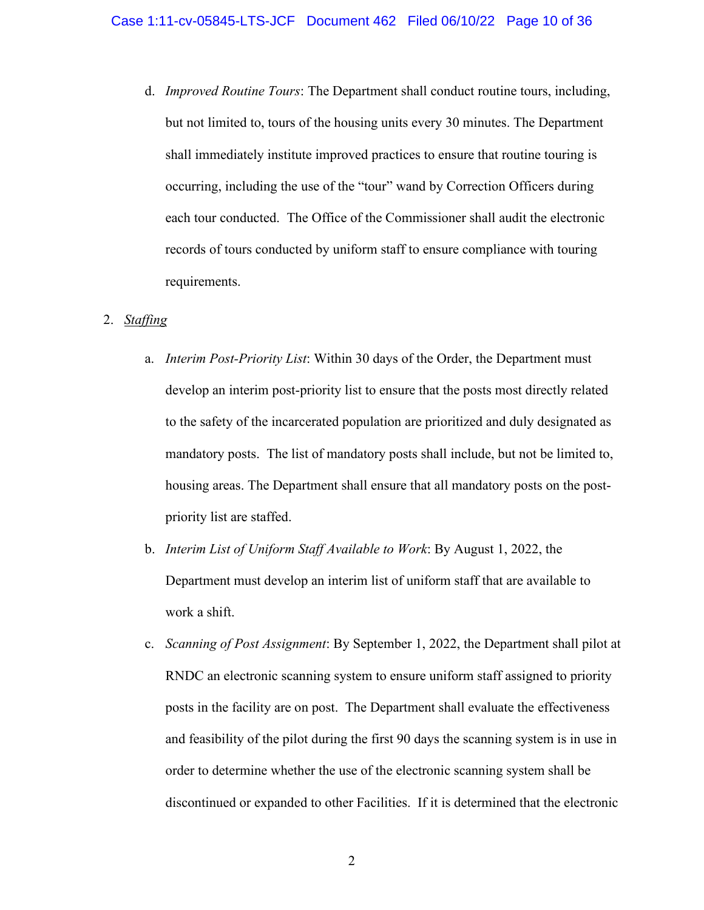d. *Improved Routine Tours*: The Department shall conduct routine tours, including, but not limited to, tours of the housing units every 30 minutes. The Department shall immediately institute improved practices to ensure that routine touring is occurring, including the use of the "tour" wand by Correction Officers during each tour conducted. The Office of the Commissioner shall audit the electronic records of tours conducted by uniform staff to ensure compliance with touring requirements.

2. <u>*Staffing*</u>

a. *Interim Post-Priority List*: Within 30 days of the Order, the Department must develop an interim post-priority list to ensure that the posts most directly related to the safety of the incarcerated population are prioritized and duly designated as mandatory posts. The list of mandatory posts shall include, but not be limited to, housing areas. The Department shall ensure that all mandatory posts on the post-priority list are staffed.

b. *Interim List of Uniform Staff Available to Work*: By August 1, 2022, the Department must develop an interim list of uniform staff that are available to work a shift.

c. *Scanning of Post Assignment*: By September 1, 2022, the Department shall pilot at RNDC an electronic scanning system to ensure uniform staff assigned to priority posts in the facility are on post. The Department shall evaluate the effectiveness and feasibility of the pilot during the first 90 days the scanning system is in use in order to determine whether the use of the electronic scanning system shall be discontinued or expanded to other Facilities. If it is determined that the electronic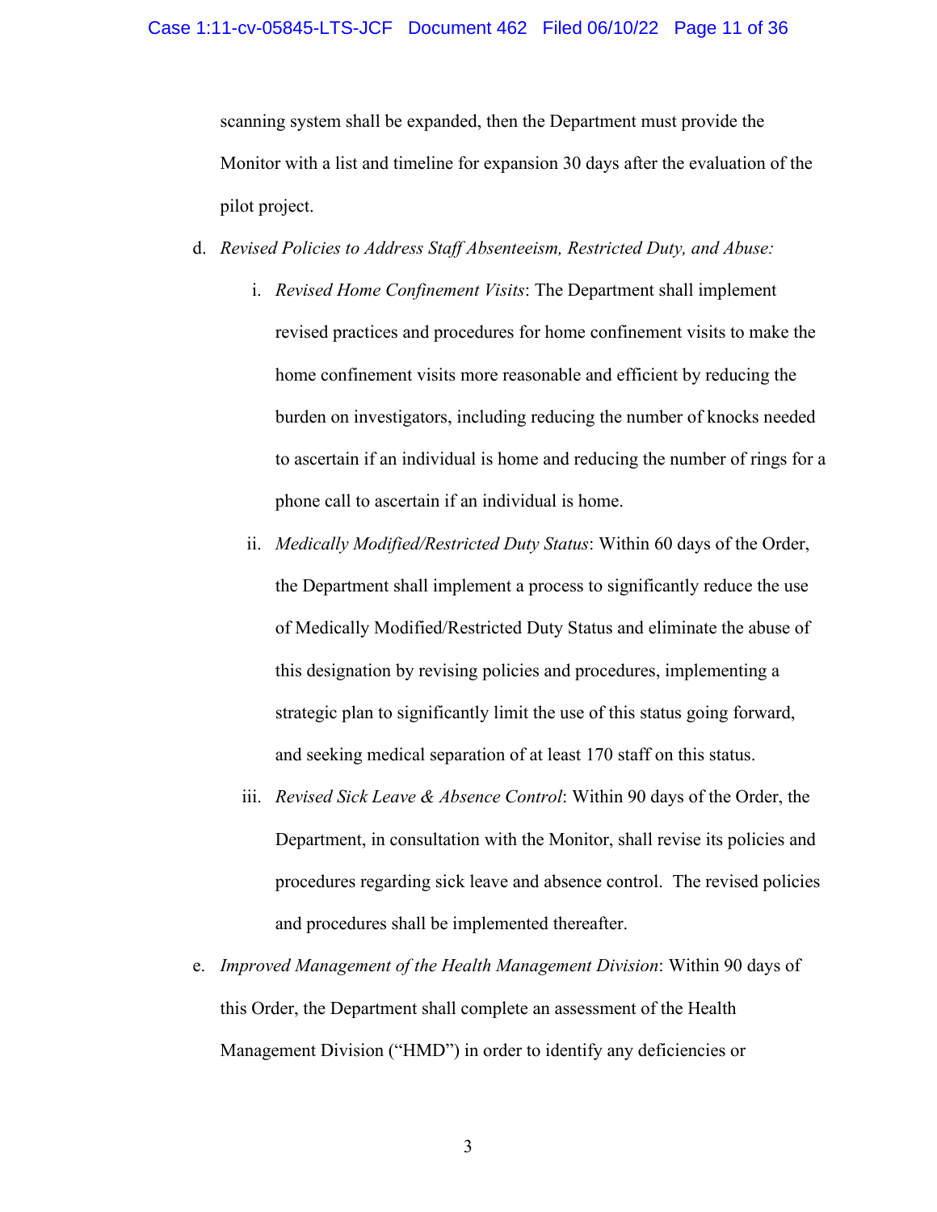scanning system shall be expanded, then the Department must provide the Monitor with a list and timeline for expansion 30 days after the evaluation of the pilot project.

d. *Revised Policies to Address Staff Absenteeism, Restricted Duty, and Abuse:*

   i. *Revised Home Confinement Visits*: The Department shall implement revised practices and procedures for home confinement visits to make the home confinement visits more reasonable and efficient by reducing the burden on investigators, including reducing the number of knocks needed to ascertain if an individual is home and reducing the number of rings for a phone call to ascertain if an individual is home.

   ii. *Medically Modified/Restricted Duty Status*: Within 60 days of the Order, the Department shall implement a process to significantly reduce the use of Medically Modified/Restricted Duty Status and eliminate the abuse of this designation by revising policies and procedures, implementing a strategic plan to significantly limit the use of this status going forward, and seeking medical separation of at least 170 staff on this status.

   iii. *Revised Sick Leave & Absence Control*: Within 90 days of the Order, the Department, in consultation with the Monitor, shall revise its policies and procedures regarding sick leave and absence control. The revised policies and procedures shall be implemented thereafter.

e. *Improved Management of the Health Management Division*: Within 90 days of this Order, the Department shall complete an assessment of the Health Management Division ("HMD") in order to identify any deficiencies or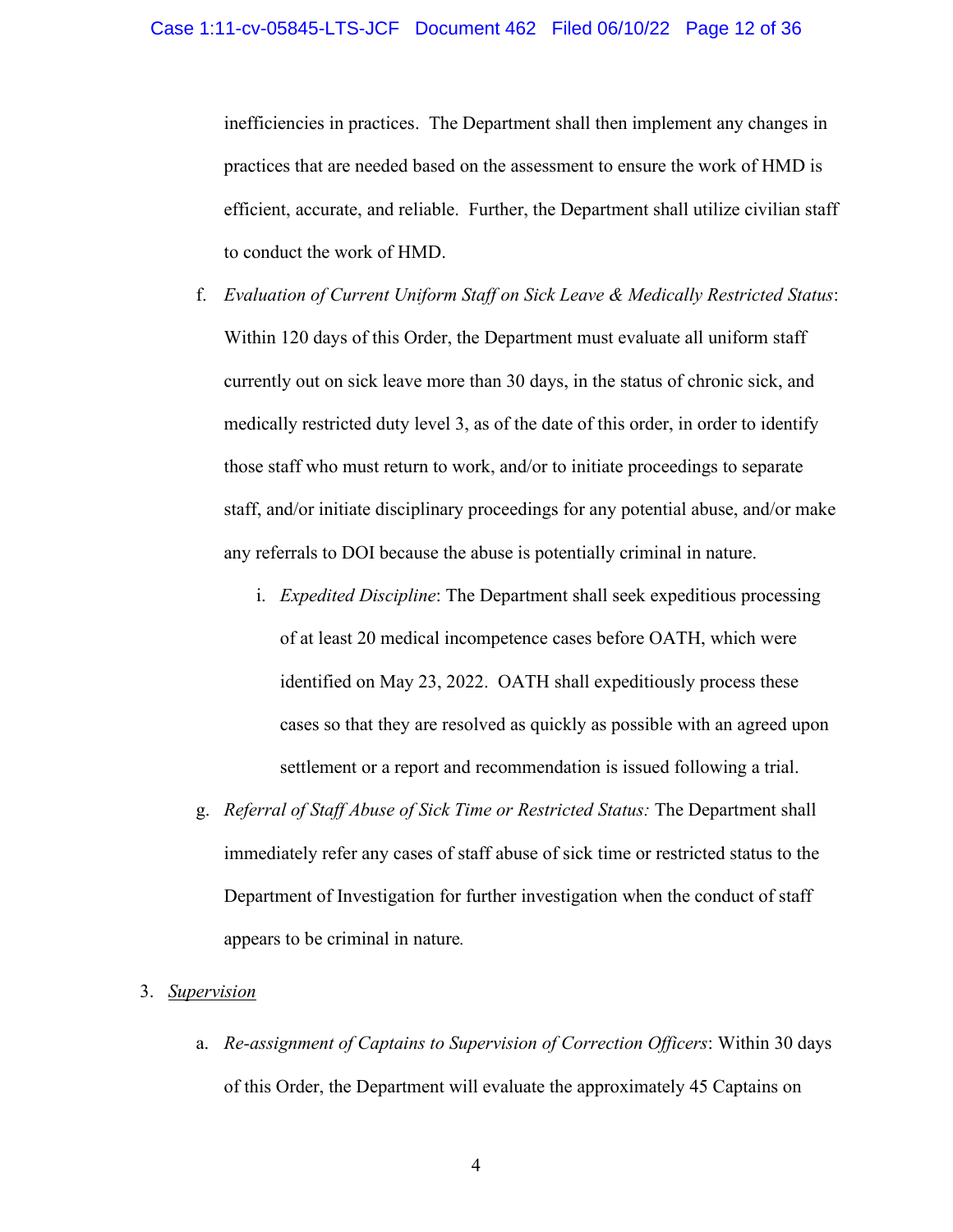inefficiencies in practices. The Department shall then implement any changes in practices that are needed based on the assessment to ensure the work of HMD is efficient, accurate, and reliable. Further, the Department shall utilize civilian staff to conduct the work of HMD.

f. *Evaluation of Current Uniform Staff on Sick Leave & Medically Restricted Status*: Within 120 days of this Order, the Department must evaluate all uniform staff currently out on sick leave more than 30 days, in the status of chronic sick, and medically restricted duty level 3, as of the date of this order, in order to identify those staff who must return to work, and/or to initiate proceedings to separate staff, and/or initiate disciplinary proceedings for any potential abuse, and/or make any referrals to DOI because the abuse is potentially criminal in nature.

   i. *Expedited Discipline*: The Department shall seek expeditious processing of at least 20 medical incompetence cases before OATH, which were identified on May 23, 2022. OATH shall expeditiously process these cases so that they are resolved as quickly as possible with an agreed upon settlement or a report and recommendation is issued following a trial.

g. *Referral of Staff Abuse of Sick Time or Restricted Status:* The Department shall immediately refer any cases of staff abuse of sick time or restricted status to the Department of Investigation for further investigation when the conduct of staff appears to be criminal in nature.

3. <u>*Supervision*</u>

   a. *Re-assignment of Captains to Supervision of Correction Officers*: Within 30 days of this Order, the Department will evaluate the approximately 45 Captains on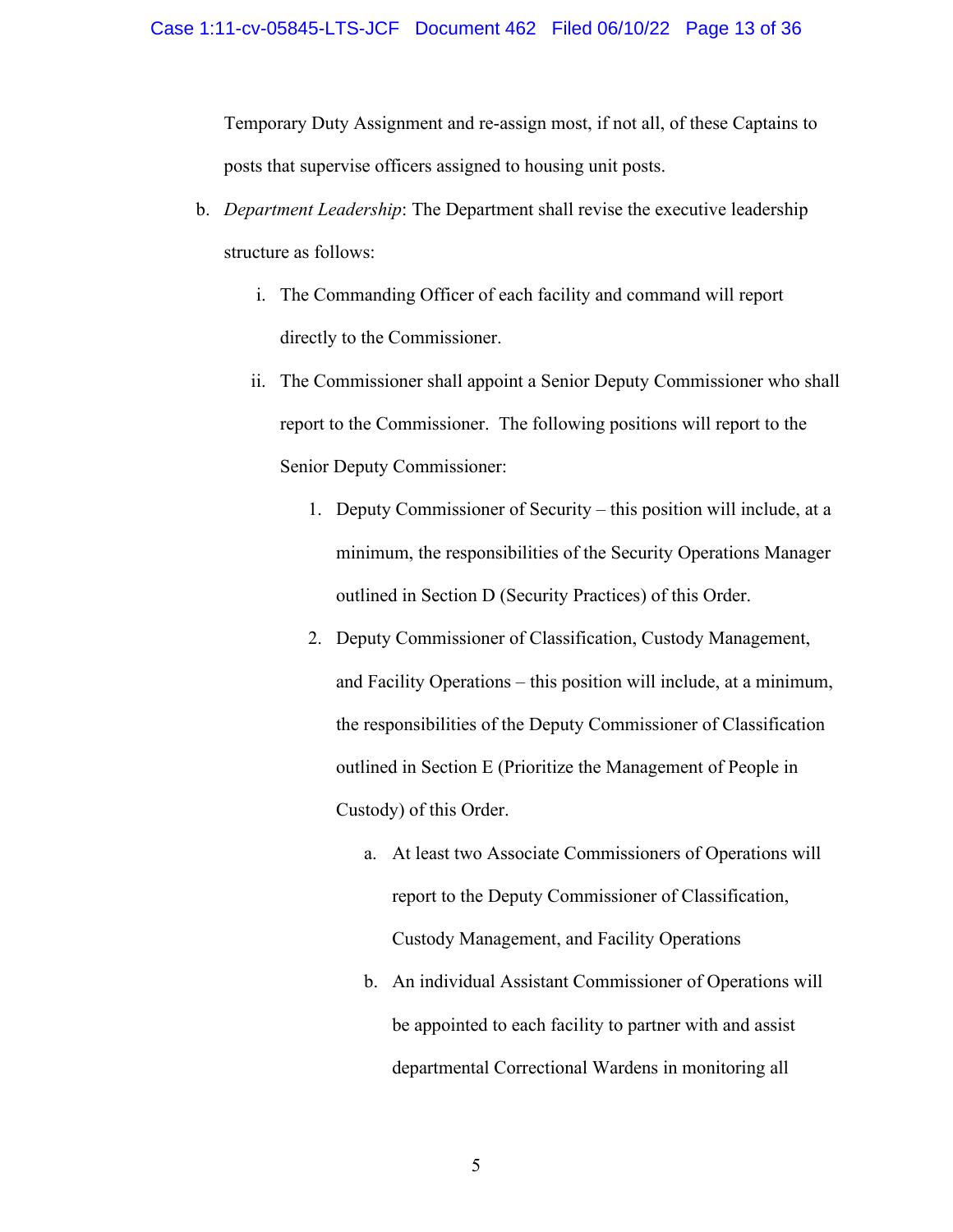Temporary Duty Assignment and re-assign most, if not all, of these Captains to posts that supervise officers assigned to housing unit posts.

b. *Department Leadership*: The Department shall revise the executive leadership structure as follows:

   i. The Commanding Officer of each facility and command will report directly to the Commissioner.

   ii. The Commissioner shall appoint a Senior Deputy Commissioner who shall report to the Commissioner. The following positions will report to the Senior Deputy Commissioner:

      1. Deputy Commissioner of Security – this position will include, at a minimum, the responsibilities of the Security Operations Manager outlined in Section D (Security Practices) of this Order.

      2. Deputy Commissioner of Classification, Custody Management, and Facility Operations – this position will include, at a minimum, the responsibilities of the Deputy Commissioner of Classification outlined in Section E (Prioritize the Management of People in Custody) of this Order.

         a. At least two Associate Commissioners of Operations will report to the Deputy Commissioner of Classification, Custody Management, and Facility Operations

         b. An individual Assistant Commissioner of Operations will be appointed to each facility to partner with and assist departmental Correctional Wardens in monitoring all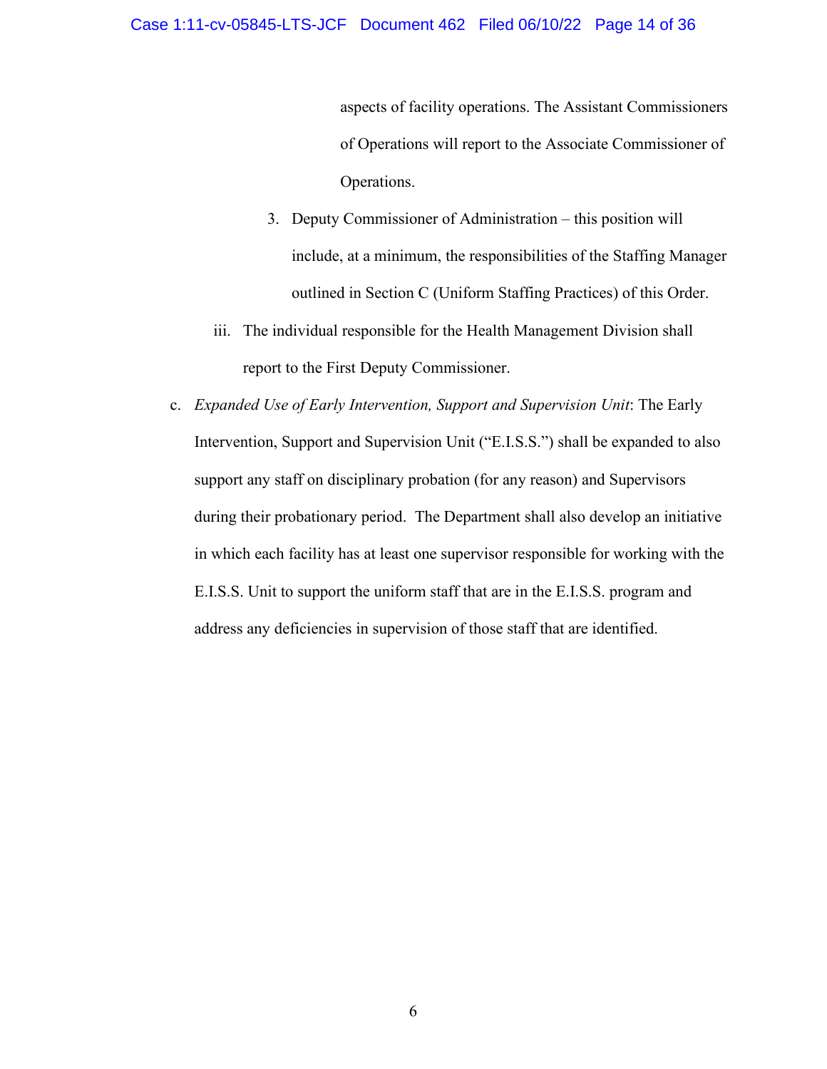aspects of facility operations. The Assistant Commissioners of Operations will report to the Associate Commissioner of Operations.

3. Deputy Commissioner of Administration – this position will include, at a minimum, the responsibilities of the Staffing Manager outlined in Section C (Uniform Staffing Practices) of this Order.

iii. The individual responsible for the Health Management Division shall report to the First Deputy Commissioner.

c. *Expanded Use of Early Intervention, Support and Supervision Unit*: The Early Intervention, Support and Supervision Unit ("E.I.S.S.") shall be expanded to also support any staff on disciplinary probation (for any reason) and Supervisors during their probationary period. The Department shall also develop an initiative in which each facility has at least one supervisor responsible for working with the E.I.S.S. Unit to support the uniform staff that are in the E.I.S.S. program and address any deficiencies in supervision of those staff that are identified.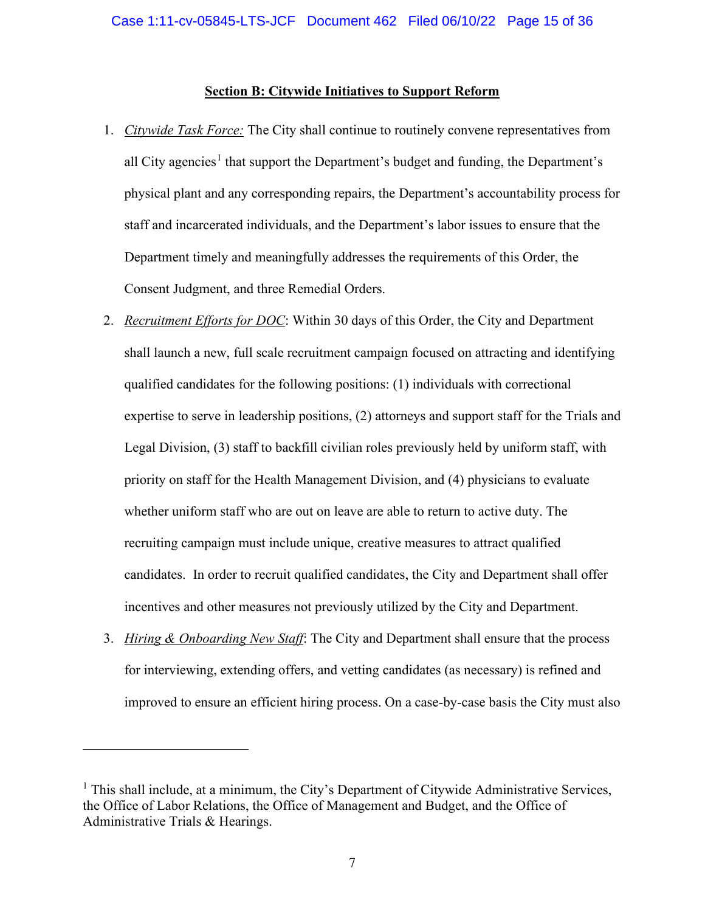## Section B: Citywide Initiatives to Support Reform

1. *Citywide Task Force:* The City shall continue to routinely convene representatives from all City agencies[1] that support the Department's budget and funding, the Department's physical plant and any corresponding repairs, the Department's accountability process for staff and incarcerated individuals, and the Department's labor issues to ensure that the Department timely and meaningfully addresses the requirements of this Order, the Consent Judgment, and three Remedial Orders.

2. *Recruitment Efforts for DOC*: Within 30 days of this Order, the City and Department shall launch a new, full scale recruitment campaign focused on attracting and identifying qualified candidates for the following positions: (1) individuals with correctional expertise to serve in leadership positions, (2) attorneys and support staff for the Trials and Legal Division, (3) staff to backfill civilian roles previously held by uniform staff, with priority on staff for the Health Management Division, and (4) physicians to evaluate whether uniform staff who are out on leave are able to return to active duty. The recruiting campaign must include unique, creative measures to attract qualified candidates. In order to recruit qualified candidates, the City and Department shall offer incentives and other measures not previously utilized by the City and Department.

3. *Hiring & Onboarding New Staff*: The City and Department shall ensure that the process for interviewing, extending offers, and vetting candidates (as necessary) is refined and improved to ensure an efficient hiring process. On a case-by-case basis the City must also

---

[1] This shall include, at a minimum, the City's Department of Citywide Administrative Services, the Office of Labor Relations, the Office of Management and Budget, and the Office of Administrative Trials & Hearings.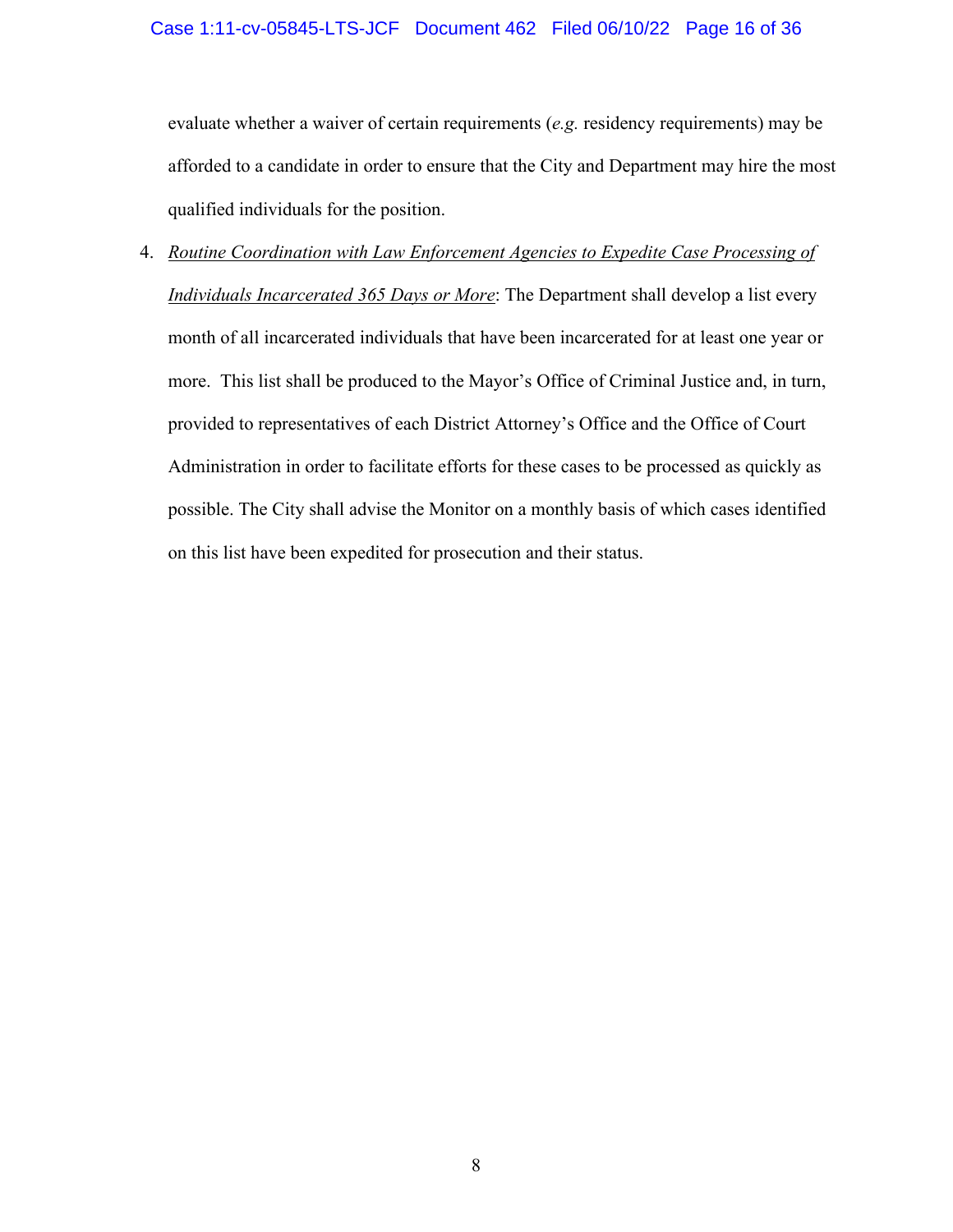evaluate whether a waiver of certain requirements (*e.g.* residency requirements) may be afforded to a candidate in order to ensure that the City and Department may hire the most qualified individuals for the position.

4. *Routine Coordination with Law Enforcement Agencies to Expedite Case Processing of Individuals Incarcerated 365 Days or More*: The Department shall develop a list every month of all incarcerated individuals that have been incarcerated for at least one year or more. This list shall be produced to the Mayor's Office of Criminal Justice and, in turn, provided to representatives of each District Attorney's Office and the Office of Court Administration in order to facilitate efforts for these cases to be processed as quickly as possible. The City shall advise the Monitor on a monthly basis of which cases identified on this list have been expedited for prosecution and their status.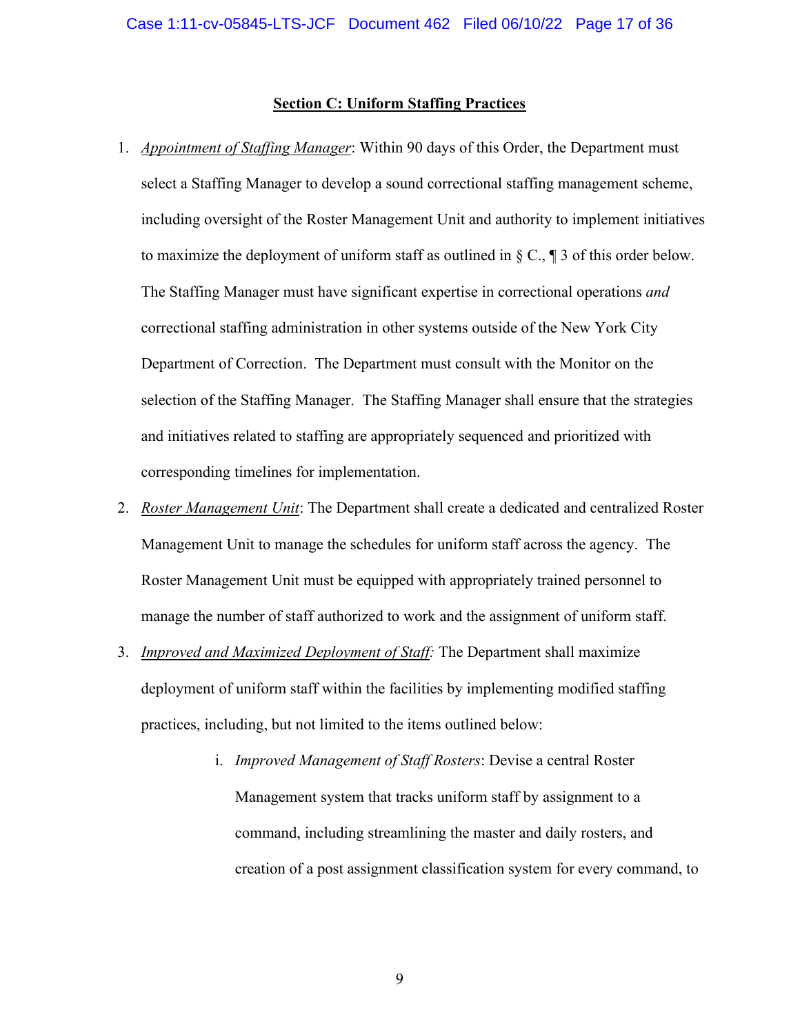**Section C: Uniform Staffing Practices**

1. *Appointment of Staffing Manager*: Within 90 days of this Order, the Department must select a Staffing Manager to develop a sound correctional staffing management scheme, including oversight of the Roster Management Unit and authority to implement initiatives to maximize the deployment of uniform staff as outlined in § C., ¶ 3 of this order below. The Staffing Manager must have significant expertise in correctional operations *and* correctional staffing administration in other systems outside of the New York City Department of Correction. The Department must consult with the Monitor on the selection of the Staffing Manager. The Staffing Manager shall ensure that the strategies and initiatives related to staffing are appropriately sequenced and prioritized with corresponding timelines for implementation.

2. *Roster Management Unit*: The Department shall create a dedicated and centralized Roster Management Unit to manage the schedules for uniform staff across the agency. The Roster Management Unit must be equipped with appropriately trained personnel to manage the number of staff authorized to work and the assignment of uniform staff.

3. *Improved and Maximized Deployment of Staff:* The Department shall maximize deployment of uniform staff within the facilities by implementing modified staffing practices, including, but not limited to the items outlined below:

   i. *Improved Management of Staff Rosters*: Devise a central Roster Management system that tracks uniform staff by assignment to a command, including streamlining the master and daily rosters, and creation of a post assignment classification system for every command, to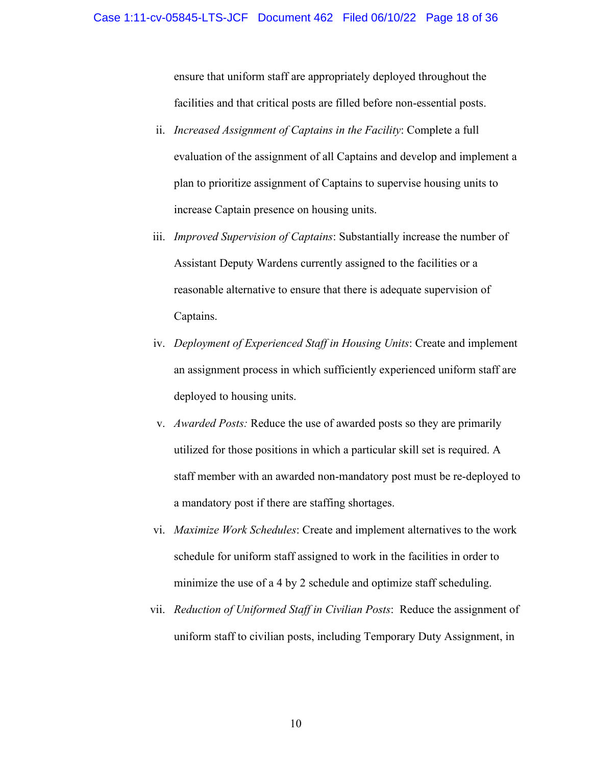ensure that uniform staff are appropriately deployed throughout the facilities and that critical posts are filled before non-essential posts.

ii. *Increased Assignment of Captains in the Facility*: Complete a full evaluation of the assignment of all Captains and develop and implement a plan to prioritize assignment of Captains to supervise housing units to increase Captain presence on housing units.

iii. *Improved Supervision of Captains*: Substantially increase the number of Assistant Deputy Wardens currently assigned to the facilities or a reasonable alternative to ensure that there is adequate supervision of Captains.

iv. *Deployment of Experienced Staff in Housing Units*: Create and implement an assignment process in which sufficiently experienced uniform staff are deployed to housing units.

v. *Awarded Posts:* Reduce the use of awarded posts so they are primarily utilized for those positions in which a particular skill set is required. A staff member with an awarded non-mandatory post must be re-deployed to a mandatory post if there are staffing shortages.

vi. *Maximize Work Schedules*: Create and implement alternatives to the work schedule for uniform staff assigned to work in the facilities in order to minimize the use of a 4 by 2 schedule and optimize staff scheduling.

vii. *Reduction of Uniformed Staff in Civilian Posts*: Reduce the assignment of uniform staff to civilian posts, including Temporary Duty Assignment, in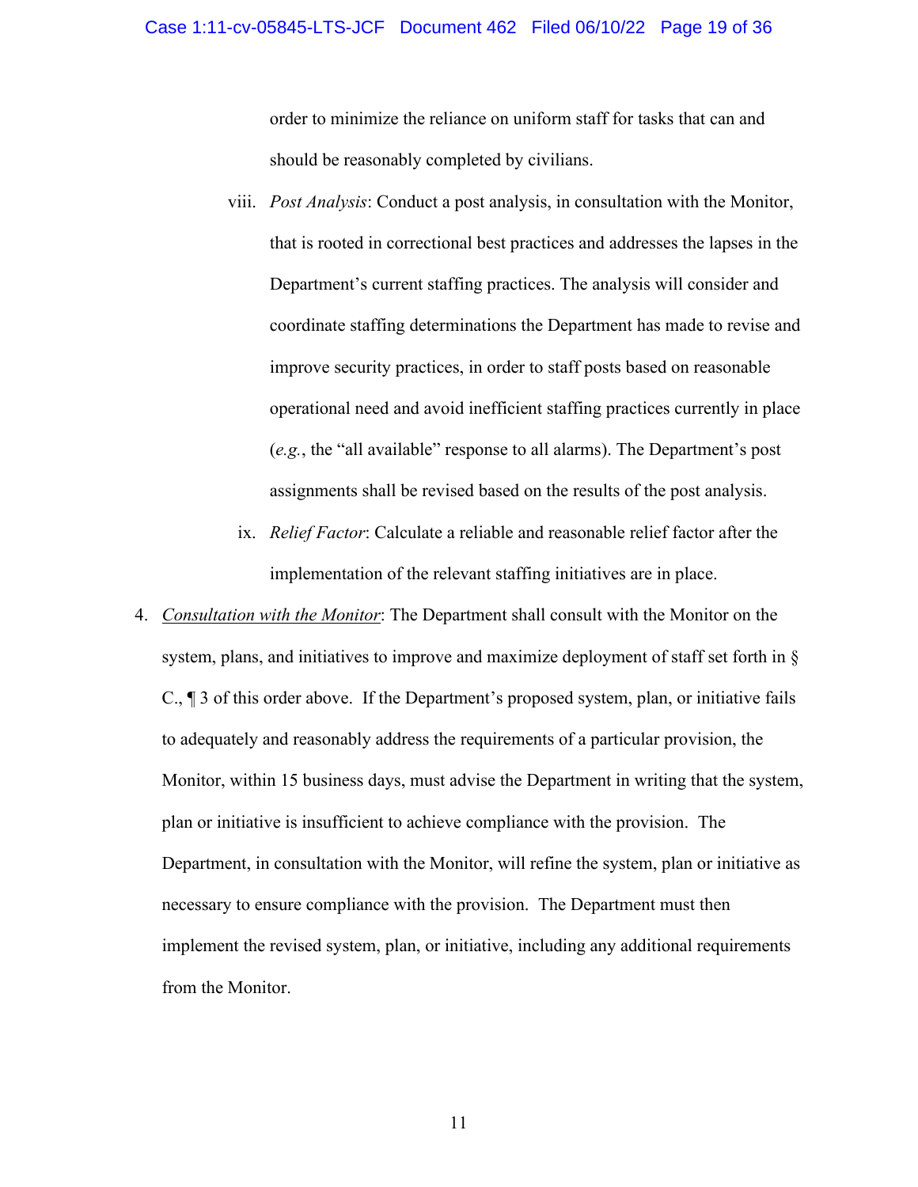order to minimize the reliance on uniform staff for tasks that can and should be reasonably completed by civilians.

viii. *Post Analysis*: Conduct a post analysis, in consultation with the Monitor, that is rooted in correctional best practices and addresses the lapses in the Department's current staffing practices. The analysis will consider and coordinate staffing determinations the Department has made to revise and improve security practices, in order to staff posts based on reasonable operational need and avoid inefficient staffing practices currently in place (*e.g.*, the "all available" response to all alarms). The Department's post assignments shall be revised based on the results of the post analysis.

ix. *Relief Factor*: Calculate a reliable and reasonable relief factor after the implementation of the relevant staffing initiatives are in place.

4. __*Consultation with the Monitor*__: The Department shall consult with the Monitor on the system, plans, and initiatives to improve and maximize deployment of staff set forth in § C., ¶ 3 of this order above. If the Department's proposed system, plan, or initiative fails to adequately and reasonably address the requirements of a particular provision, the Monitor, within 15 business days, must advise the Department in writing that the system, plan or initiative is insufficient to achieve compliance with the provision. The Department, in consultation with the Monitor, will refine the system, plan or initiative as necessary to ensure compliance with the provision. The Department must then implement the revised system, plan, or initiative, including any additional requirements from the Monitor.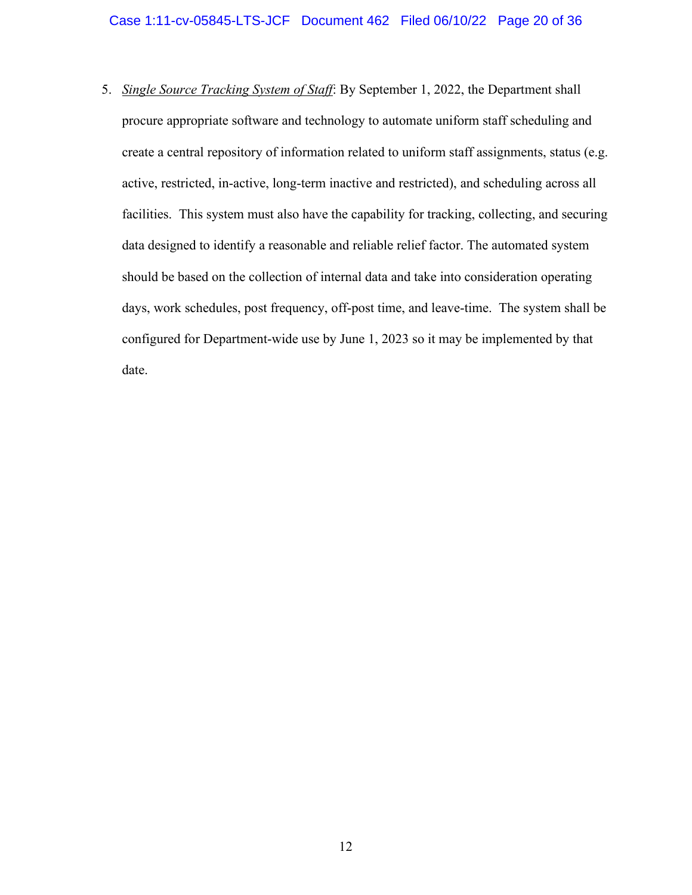5. *Single Source Tracking System of Staff*: By September 1, 2022, the Department shall procure appropriate software and technology to automate uniform staff scheduling and create a central repository of information related to uniform staff assignments, status (e.g. active, restricted, in-active, long-term inactive and restricted), and scheduling across all facilities. This system must also have the capability for tracking, collecting, and securing data designed to identify a reasonable and reliable relief factor. The automated system should be based on the collection of internal data and take into consideration operating days, work schedules, post frequency, off-post time, and leave-time. The system shall be configured for Department-wide use by June 1, 2023 so it may be implemented by that date.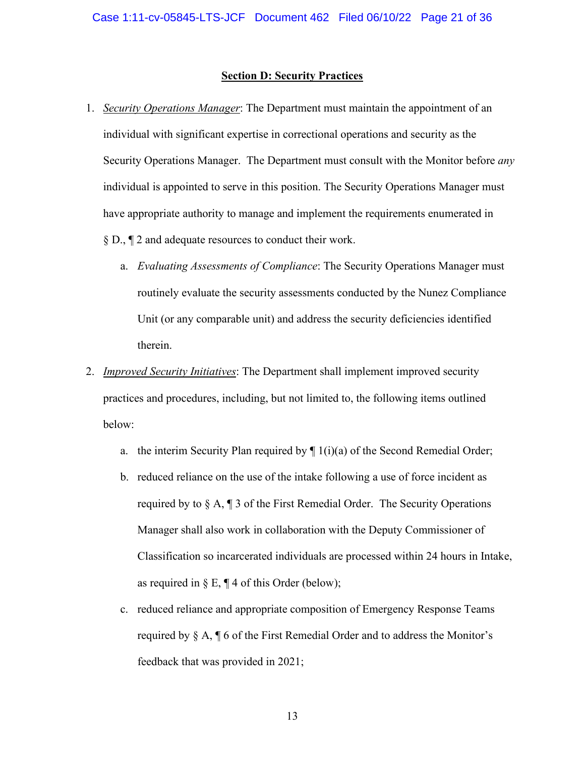## Section D: Security Practices

1. *Security Operations Manager*: The Department must maintain the appointment of an individual with significant expertise in correctional operations and security as the Security Operations Manager. The Department must consult with the Monitor before *any* individual is appointed to serve in this position. The Security Operations Manager must have appropriate authority to manage and implement the requirements enumerated in § D., ¶ 2 and adequate resources to conduct their work.

   a. *Evaluating Assessments of Compliance*: The Security Operations Manager must routinely evaluate the security assessments conducted by the Nunez Compliance Unit (or any comparable unit) and address the security deficiencies identified therein.

2. *Improved Security Initiatives*: The Department shall implement improved security practices and procedures, including, but not limited to, the following items outlined below:

   a. the interim Security Plan required by ¶ 1(i)(a) of the Second Remedial Order;

   b. reduced reliance on the use of the intake following a use of force incident as required by to § A, ¶ 3 of the First Remedial Order. The Security Operations Manager shall also work in collaboration with the Deputy Commissioner of Classification so incarcerated individuals are processed within 24 hours in Intake, as required in § E, ¶ 4 of this Order (below);

   c. reduced reliance and appropriate composition of Emergency Response Teams required by § A, ¶ 6 of the First Remedial Order and to address the Monitor's feedback that was provided in 2021;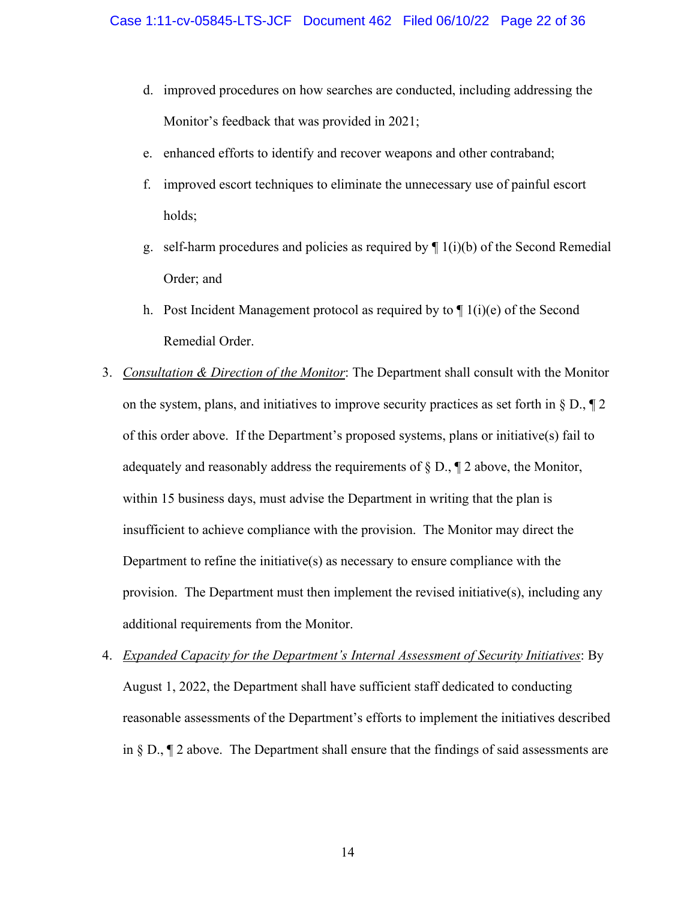d. improved procedures on how searches are conducted, including addressing the Monitor's feedback that was provided in 2021;

e. enhanced efforts to identify and recover weapons and other contraband;

f. improved escort techniques to eliminate the unnecessary use of painful escort holds;

g. self-harm procedures and policies as required by ¶ 1(i)(b) of the Second Remedial Order; and

h. Post Incident Management protocol as required by to ¶ 1(i)(e) of the Second Remedial Order.

3. *Consultation & Direction of the Monitor*: The Department shall consult with the Monitor on the system, plans, and initiatives to improve security practices as set forth in § D., ¶ 2 of this order above. If the Department's proposed systems, plans or initiative(s) fail to adequately and reasonably address the requirements of § D., ¶ 2 above, the Monitor, within 15 business days, must advise the Department in writing that the plan is insufficient to achieve compliance with the provision. The Monitor may direct the Department to refine the initiative(s) as necessary to ensure compliance with the provision. The Department must then implement the revised initiative(s), including any additional requirements from the Monitor.

4. *Expanded Capacity for the Department's Internal Assessment of Security Initiatives*: By August 1, 2022, the Department shall have sufficient staff dedicated to conducting reasonable assessments of the Department's efforts to implement the initiatives described in § D., ¶ 2 above. The Department shall ensure that the findings of said assessments are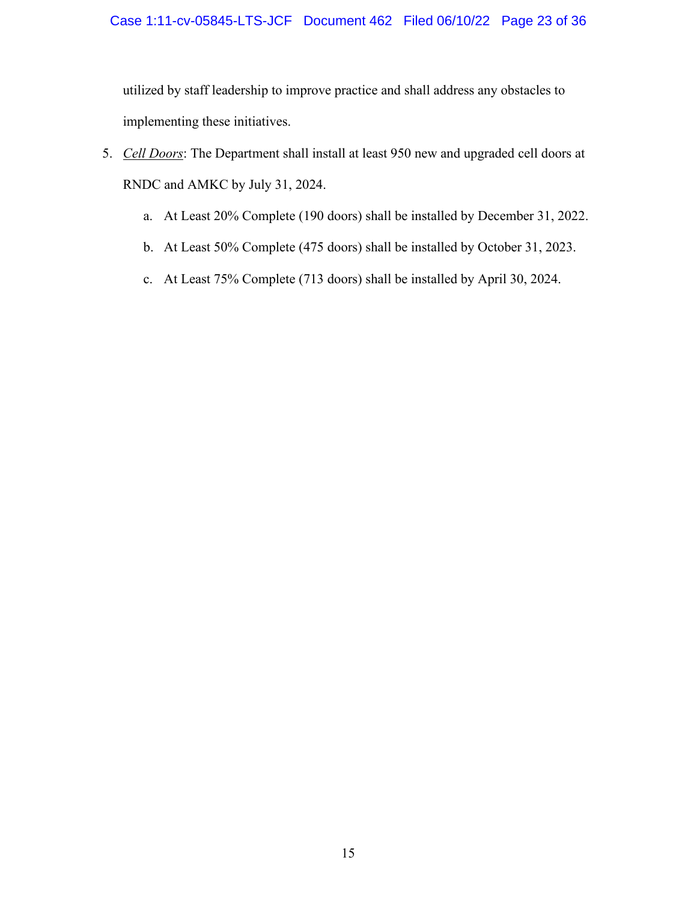utilized by staff leadership to improve practice and shall address any obstacles to implementing these initiatives.

5. *Cell Doors*: The Department shall install at least 950 new and upgraded cell doors at RNDC and AMKC by July 31, 2024.

   a. At Least 20% Complete (190 doors) shall be installed by December 31, 2022.

   b. At Least 50% Complete (475 doors) shall be installed by October 31, 2023.

   c. At Least 75% Complete (713 doors) shall be installed by April 30, 2024.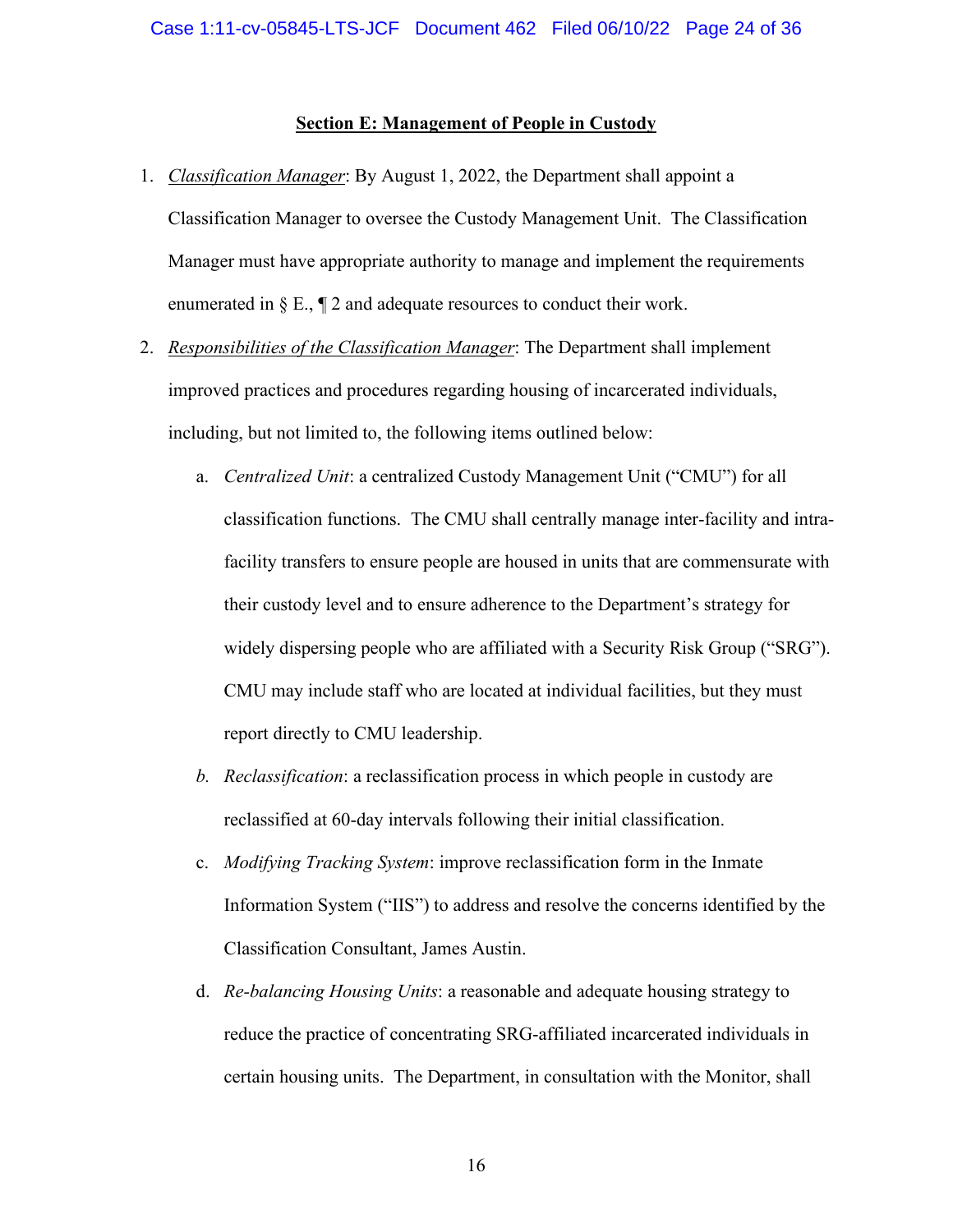## Section E: Management of People in Custody

1. *Classification Manager*: By August 1, 2022, the Department shall appoint a Classification Manager to oversee the Custody Management Unit. The Classification Manager must have appropriate authority to manage and implement the requirements enumerated in § E., ¶ 2 and adequate resources to conduct their work.

2. *Responsibilities of the Classification Manager*: The Department shall implement improved practices and procedures regarding housing of incarcerated individuals, including, but not limited to, the following items outlined below:

   a. *Centralized Unit*: a centralized Custody Management Unit ("CMU") for all classification functions. The CMU shall centrally manage inter-facility and intra-facility transfers to ensure people are housed in units that are commensurate with their custody level and to ensure adherence to the Department's strategy for widely dispersing people who are affiliated with a Security Risk Group ("SRG"). CMU may include staff who are located at individual facilities, but they must report directly to CMU leadership.

   b. *Reclassification*: a reclassification process in which people in custody are reclassified at 60-day intervals following their initial classification.

   c. *Modifying Tracking System*: improve reclassification form in the Inmate Information System ("IIS") to address and resolve the concerns identified by the Classification Consultant, James Austin.

   d. *Re-balancing Housing Units*: a reasonable and adequate housing strategy to reduce the practice of concentrating SRG-affiliated incarcerated individuals in certain housing units. The Department, in consultation with the Monitor, shall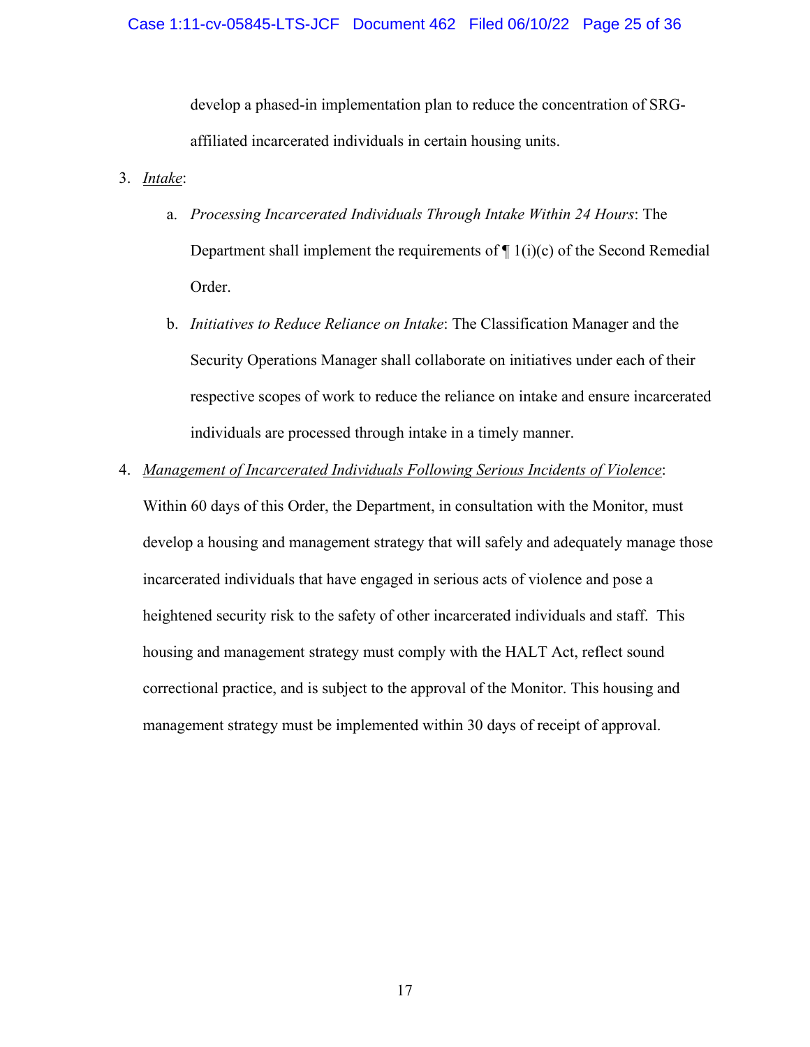develop a phased-in implementation plan to reduce the concentration of SRG-affiliated incarcerated individuals in certain housing units.

3. *Intake*:

   a. *Processing Incarcerated Individuals Through Intake Within 24 Hours*: The Department shall implement the requirements of ¶ 1(i)(c) of the Second Remedial Order.

   b. *Initiatives to Reduce Reliance on Intake*: The Classification Manager and the Security Operations Manager shall collaborate on initiatives under each of their respective scopes of work to reduce the reliance on intake and ensure incarcerated individuals are processed through intake in a timely manner.

4. *Management of Incarcerated Individuals Following Serious Incidents of Violence*: Within 60 days of this Order, the Department, in consultation with the Monitor, must develop a housing and management strategy that will safely and adequately manage those incarcerated individuals that have engaged in serious acts of violence and pose a heightened security risk to the safety of other incarcerated individuals and staff. This housing and management strategy must comply with the HALT Act, reflect sound correctional practice, and is subject to the approval of the Monitor. This housing and management strategy must be implemented within 30 days of receipt of approval.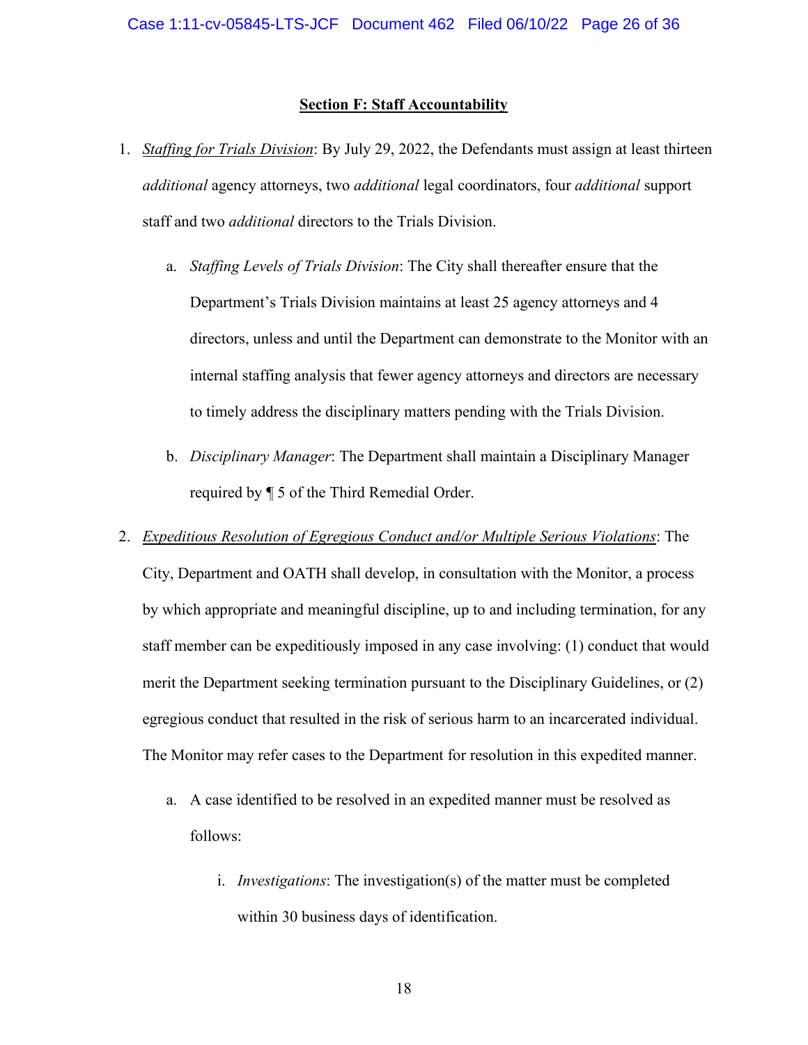## Section F: Staff Accountability

1. *Staffing for Trials Division*: By July 29, 2022, the Defendants must assign at least thirteen *additional* agency attorneys, two *additional* legal coordinators, four *additional* support staff and two *additional* directors to the Trials Division.

    a. *Staffing Levels of Trials Division*: The City shall thereafter ensure that the Department's Trials Division maintains at least 25 agency attorneys and 4 directors, unless and until the Department can demonstrate to the Monitor with an internal staffing analysis that fewer agency attorneys and directors are necessary to timely address the disciplinary matters pending with the Trials Division.

    b. *Disciplinary Manager*: The Department shall maintain a Disciplinary Manager required by ¶ 5 of the Third Remedial Order.

2. *Expeditious Resolution of Egregious Conduct and/or Multiple Serious Violations*: The City, Department and OATH shall develop, in consultation with the Monitor, a process by which appropriate and meaningful discipline, up to and including termination, for any staff member can be expeditiously imposed in any case involving: (1) conduct that would merit the Department seeking termination pursuant to the Disciplinary Guidelines, or (2) egregious conduct that resulted in the risk of serious harm to an incarcerated individual. The Monitor may refer cases to the Department for resolution in this expedited manner.

    a. A case identified to be resolved in an expedited manner must be resolved as follows:

        i. *Investigations*: The investigation(s) of the matter must be completed within 30 business days of identification.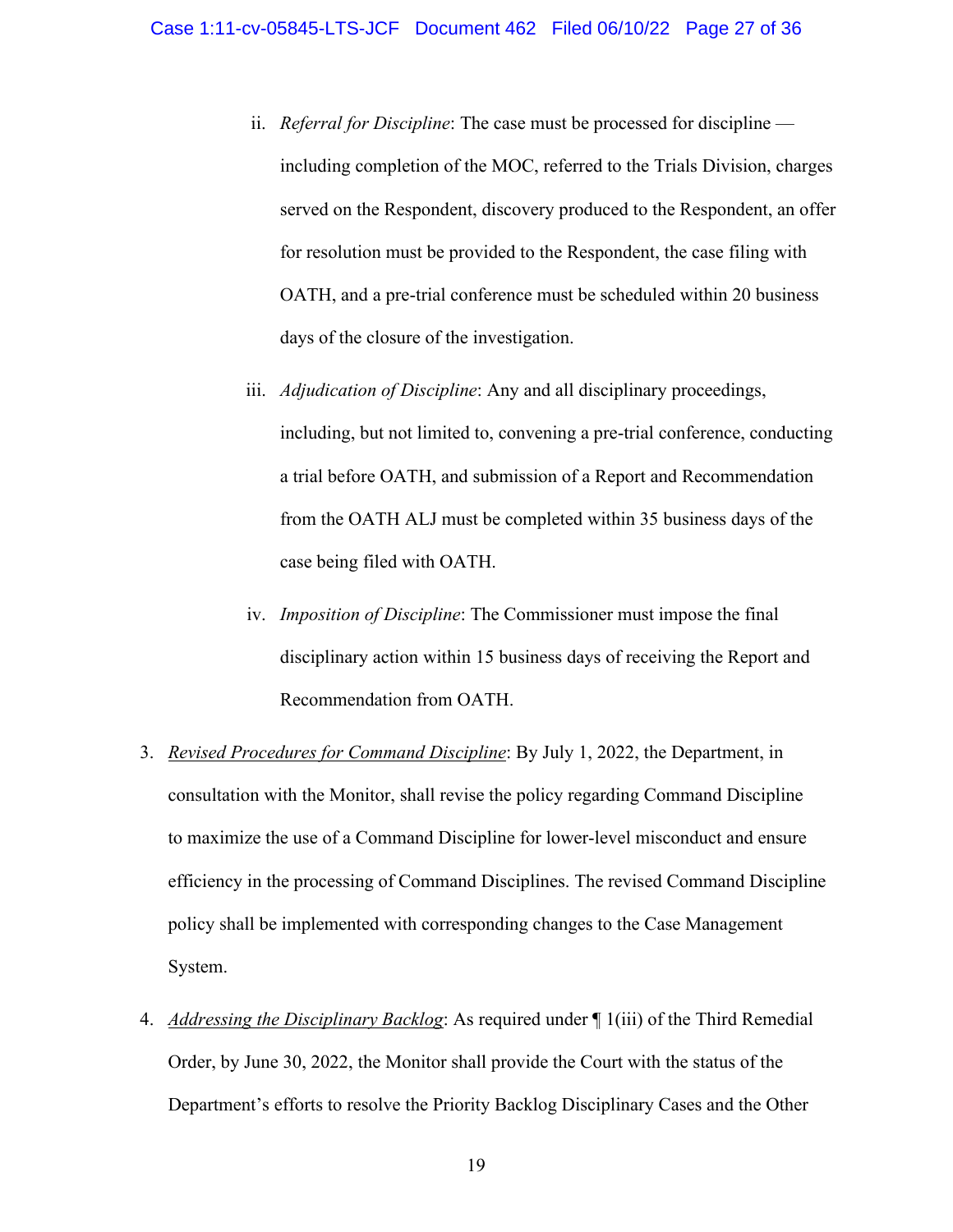ii. *Referral for Discipline*: The case must be processed for discipline — including completion of the MOC, referred to the Trials Division, charges served on the Respondent, discovery produced to the Respondent, an offer for resolution must be provided to the Respondent, the case filing with OATH, and a pre-trial conference must be scheduled within 20 business days of the closure of the investigation.

iii. *Adjudication of Discipline*: Any and all disciplinary proceedings, including, but not limited to, convening a pre-trial conference, conducting a trial before OATH, and submission of a Report and Recommendation from the OATH ALJ must be completed within 35 business days of the case being filed with OATH.

iv. *Imposition of Discipline*: The Commissioner must impose the final disciplinary action within 15 business days of receiving the Report and Recommendation from OATH.

3. *<u>Revised Procedures for Command Discipline</u>*: By July 1, 2022, the Department, in consultation with the Monitor, shall revise the policy regarding Command Discipline to maximize the use of a Command Discipline for lower-level misconduct and ensure efficiency in the processing of Command Disciplines. The revised Command Discipline policy shall be implemented with corresponding changes to the Case Management System.

4. *<u>Addressing the Disciplinary Backlog</u>*: As required under ¶ 1(iii) of the Third Remedial Order, by June 30, 2022, the Monitor shall provide the Court with the status of the Department's efforts to resolve the Priority Backlog Disciplinary Cases and the Other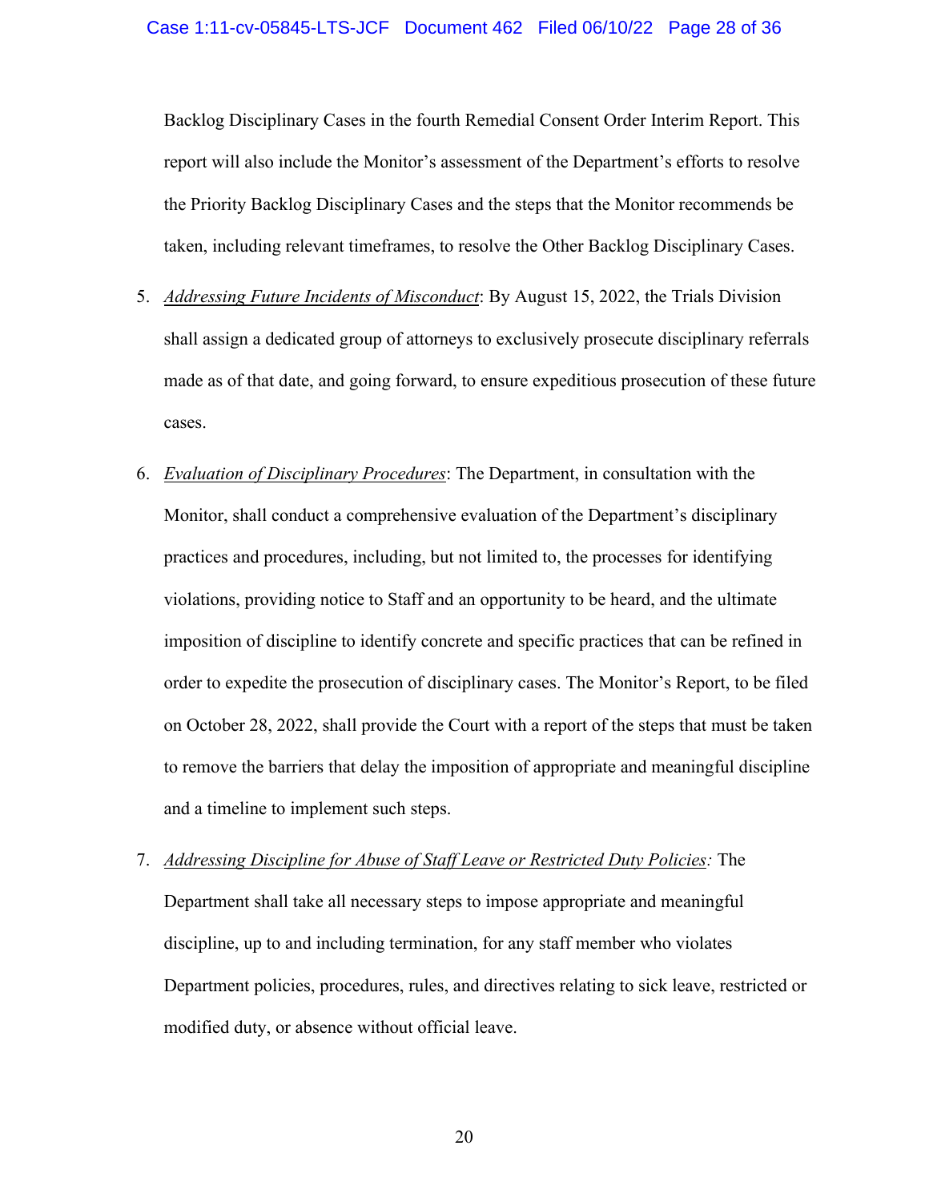Backlog Disciplinary Cases in the fourth Remedial Consent Order Interim Report. This report will also include the Monitor's assessment of the Department's efforts to resolve the Priority Backlog Disciplinary Cases and the steps that the Monitor recommends be taken, including relevant timeframes, to resolve the Other Backlog Disciplinary Cases.

5. *Addressing Future Incidents of Misconduct*: By August 15, 2022, the Trials Division shall assign a dedicated group of attorneys to exclusively prosecute disciplinary referrals made as of that date, and going forward, to ensure expeditious prosecution of these future cases.

6. *Evaluation of Disciplinary Procedures*: The Department, in consultation with the Monitor, shall conduct a comprehensive evaluation of the Department's disciplinary practices and procedures, including, but not limited to, the processes for identifying violations, providing notice to Staff and an opportunity to be heard, and the ultimate imposition of discipline to identify concrete and specific practices that can be refined in order to expedite the prosecution of disciplinary cases. The Monitor's Report, to be filed on October 28, 2022, shall provide the Court with a report of the steps that must be taken to remove the barriers that delay the imposition of appropriate and meaningful discipline and a timeline to implement such steps.

7. *Addressing Discipline for Abuse of Staff Leave or Restricted Duty Policies:* The Department shall take all necessary steps to impose appropriate and meaningful discipline, up to and including termination, for any staff member who violates Department policies, procedures, rules, and directives relating to sick leave, restricted or modified duty, or absence without official leave.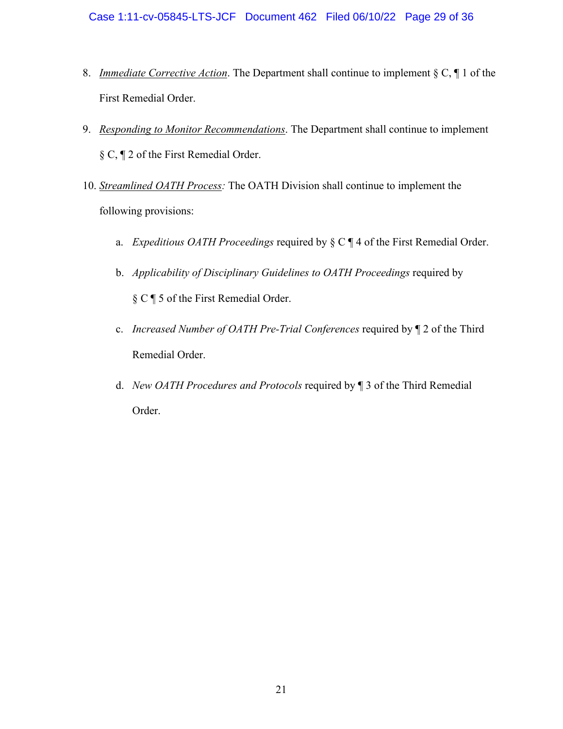8. *Immediate Corrective Action*. The Department shall continue to implement § C, ¶ 1 of the First Remedial Order.

9. *Responding to Monitor Recommendations*. The Department shall continue to implement § C, ¶ 2 of the First Remedial Order.

10. *Streamlined OATH Process:* The OATH Division shall continue to implement the following provisions:

    a. *Expeditious OATH Proceedings* required by § C ¶ 4 of the First Remedial Order.

    b. *Applicability of Disciplinary Guidelines to OATH Proceedings* required by § C ¶ 5 of the First Remedial Order.

    c. *Increased Number of OATH Pre-Trial Conferences* required by ¶ 2 of the Third Remedial Order.

    d. *New OATH Procedures and Protocols* required by ¶ 3 of the Third Remedial Order.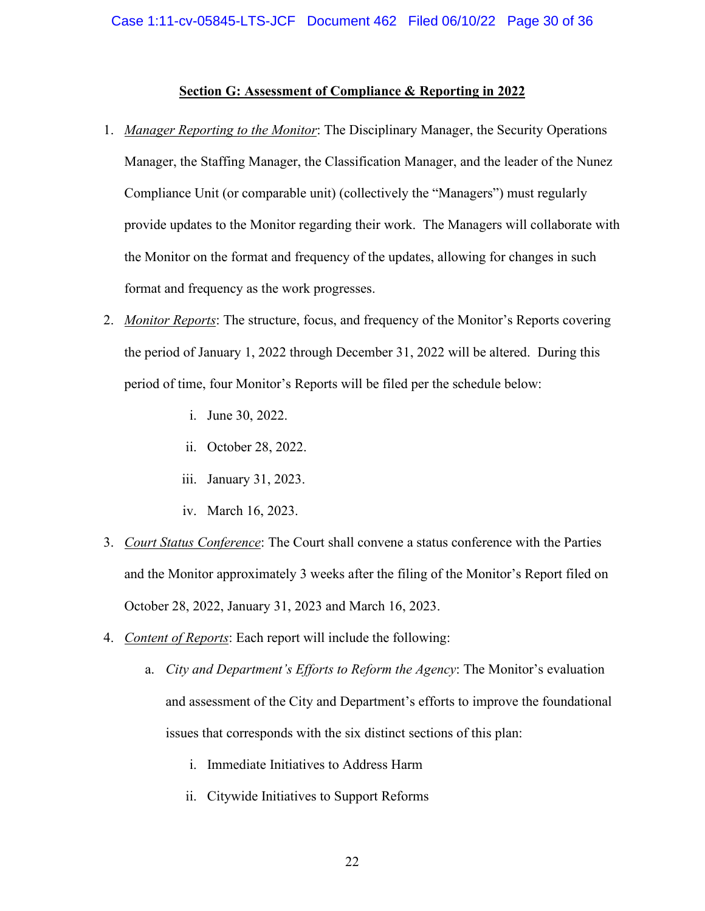## Section G: Assessment of Compliance & Reporting in 2022

1. *Manager Reporting to the Monitor*: The Disciplinary Manager, the Security Operations Manager, the Staffing Manager, the Classification Manager, and the leader of the Nunez Compliance Unit (or comparable unit) (collectively the "Managers") must regularly provide updates to the Monitor regarding their work. The Managers will collaborate with the Monitor on the format and frequency of the updates, allowing for changes in such format and frequency as the work progresses.
2. *Monitor Reports*: The structure, focus, and frequency of the Monitor's Reports covering the period of January 1, 2022 through December 31, 2022 will be altered. During this period of time, four Monitor's Reports will be filed per the schedule below:
   - i. June 30, 2022.
   - ii. October 28, 2022.
   - iii. January 31, 2023.
   - iv. March 16, 2023.
3. *Court Status Conference*: The Court shall convene a status conference with the Parties and the Monitor approximately 3 weeks after the filing of the Monitor's Report filed on October 28, 2022, January 31, 2023 and March 16, 2023.
4. *Content of Reports*: Each report will include the following:
   - a. *City and Department's Efforts to Reform the Agency*: The Monitor's evaluation and assessment of the City and Department's efforts to improve the foundational issues that corresponds with the six distinct sections of this plan:
     - i. Immediate Initiatives to Address Harm
     - ii. Citywide Initiatives to Support Reforms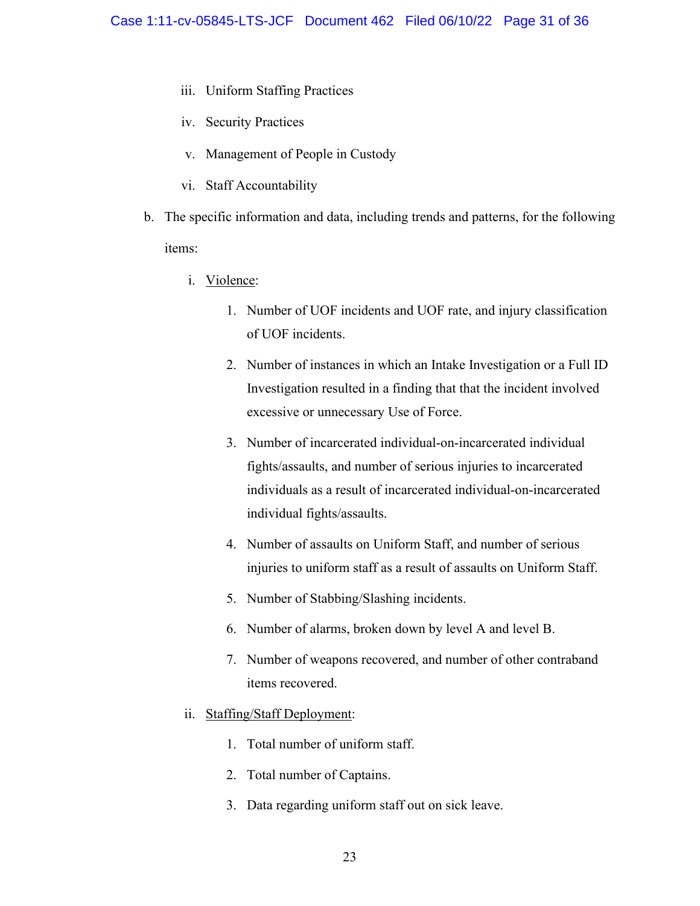iii. Uniform Staffing Practices

iv. Security Practices

v. Management of People in Custody

vi. Staff Accountability

b. The specific information and data, including trends and patterns, for the following items:

   i. <u>Violence</u>:

      1. Number of UOF incidents and UOF rate, and injury classification of UOF incidents.

      2. Number of instances in which an Intake Investigation or a Full ID Investigation resulted in a finding that that the incident involved excessive or unnecessary Use of Force.

      3. Number of incarcerated individual-on-incarcerated individual fights/assaults, and number of serious injuries to incarcerated individuals as a result of incarcerated individual-on-incarcerated individual fights/assaults.

      4. Number of assaults on Uniform Staff, and number of serious injuries to uniform staff as a result of assaults on Uniform Staff.

      5. Number of Stabbing/Slashing incidents.

      6. Number of alarms, broken down by level A and level B.

      7. Number of weapons recovered, and number of other contraband items recovered.

   ii. <u>Staffing/Staff Deployment</u>:

      1. Total number of uniform staff.

      2. Total number of Captains.

      3. Data regarding uniform staff out on sick leave.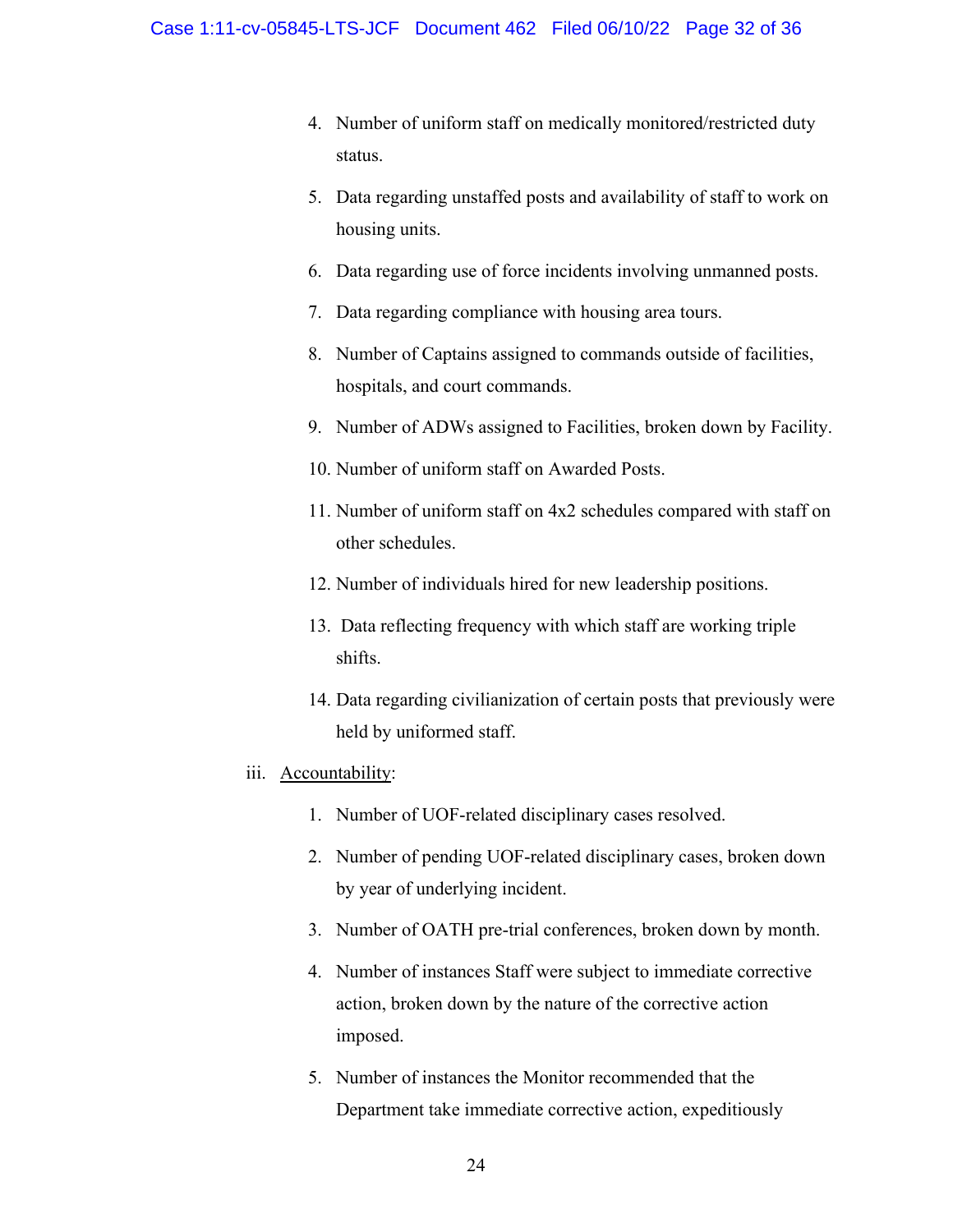4. Number of uniform staff on medically monitored/restricted duty status.
5. Data regarding unstaffed posts and availability of staff to work on housing units.
6. Data regarding use of force incidents involving unmanned posts.
7. Data regarding compliance with housing area tours.
8. Number of Captains assigned to commands outside of facilities, hospitals, and court commands.
9. Number of ADWs assigned to Facilities, broken down by Facility.
10. Number of uniform staff on Awarded Posts.
11. Number of uniform staff on 4x2 schedules compared with staff on other schedules.
12. Number of individuals hired for new leadership positions.
13. Data reflecting frequency with which staff are working triple shifts.
14. Data regarding civilianization of certain posts that previously were held by uniformed staff.

iii. Accountability:

1. Number of UOF-related disciplinary cases resolved.
2. Number of pending UOF-related disciplinary cases, broken down by year of underlying incident.
3. Number of OATH pre-trial conferences, broken down by month.
4. Number of instances Staff were subject to immediate corrective action, broken down by the nature of the corrective action imposed.
5. Number of instances the Monitor recommended that the Department take immediate corrective action, expeditiously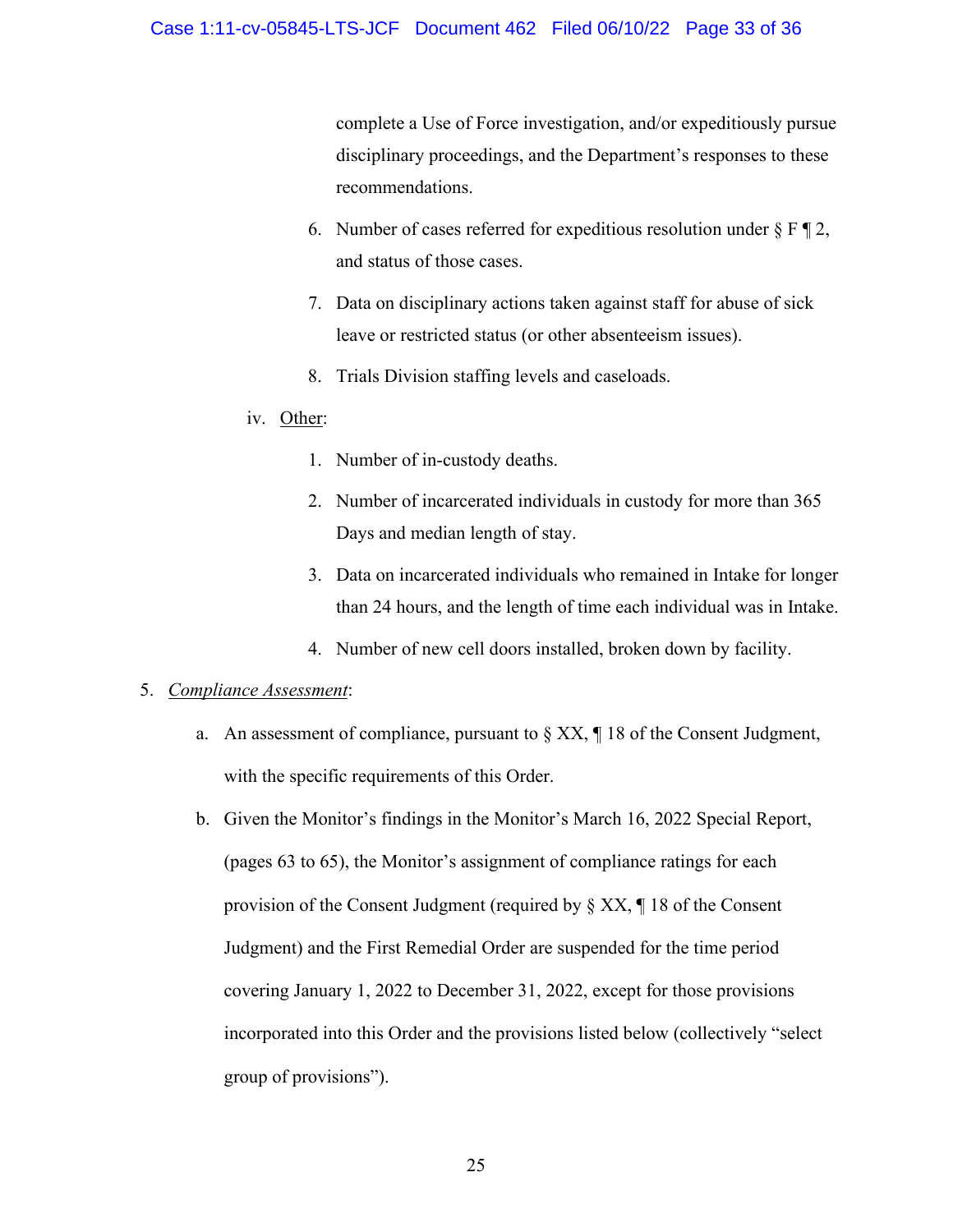complete a Use of Force investigation, and/or expeditiously pursue disciplinary proceedings, and the Department's responses to these recommendations.

6. Number of cases referred for expeditious resolution under § F ¶ 2, and status of those cases.
7. Data on disciplinary actions taken against staff for abuse of sick leave or restricted status (or other absenteeism issues).
8. Trials Division staffing levels and caseloads.

iv. Other:

1. Number of in-custody deaths.
2. Number of incarcerated individuals in custody for more than 365 Days and median length of stay.
3. Data on incarcerated individuals who remained in Intake for longer than 24 hours, and the length of time each individual was in Intake.
4. Number of new cell doors installed, broken down by facility.

5. *Compliance Assessment*:

a. An assessment of compliance, pursuant to § XX, ¶ 18 of the Consent Judgment, with the specific requirements of this Order.

b. Given the Monitor's findings in the Monitor's March 16, 2022 Special Report, (pages 63 to 65), the Monitor's assignment of compliance ratings for each provision of the Consent Judgment (required by § XX, ¶ 18 of the Consent Judgment) and the First Remedial Order are suspended for the time period covering January 1, 2022 to December 31, 2022, except for those provisions incorporated into this Order and the provisions listed below (collectively "select group of provisions").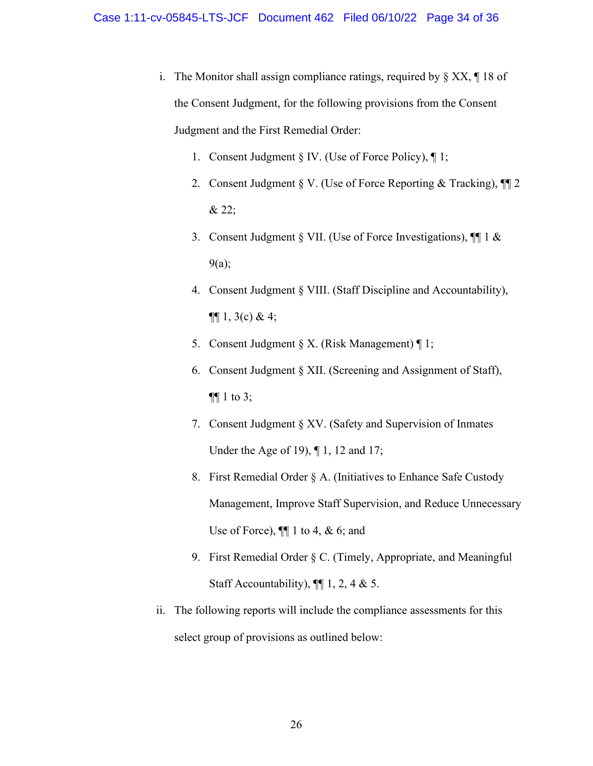i. The Monitor shall assign compliance ratings, required by § XX, ¶ 18 of the Consent Judgment, for the following provisions from the Consent Judgment and the First Remedial Order:

1. Consent Judgment § IV. (Use of Force Policy), ¶ 1;
2. Consent Judgment § V. (Use of Force Reporting & Tracking), ¶¶ 2 & 22;
3. Consent Judgment § VII. (Use of Force Investigations), ¶¶ 1 & 9(a);
4. Consent Judgment § VIII. (Staff Discipline and Accountability), ¶¶ 1, 3(c) & 4;
5. Consent Judgment § X. (Risk Management) ¶ 1;
6. Consent Judgment § XII. (Screening and Assignment of Staff), ¶¶ 1 to 3;
7. Consent Judgment § XV. (Safety and Supervision of Inmates Under the Age of 19), ¶ 1, 12 and 17;
8. First Remedial Order § A. (Initiatives to Enhance Safe Custody Management, Improve Staff Supervision, and Reduce Unnecessary Use of Force), ¶¶ 1 to 4, & 6; and
9. First Remedial Order § C. (Timely, Appropriate, and Meaningful Staff Accountability), ¶¶ 1, 2, 4 & 5.

ii. The following reports will include the compliance assessments for this select group of provisions as outlined below: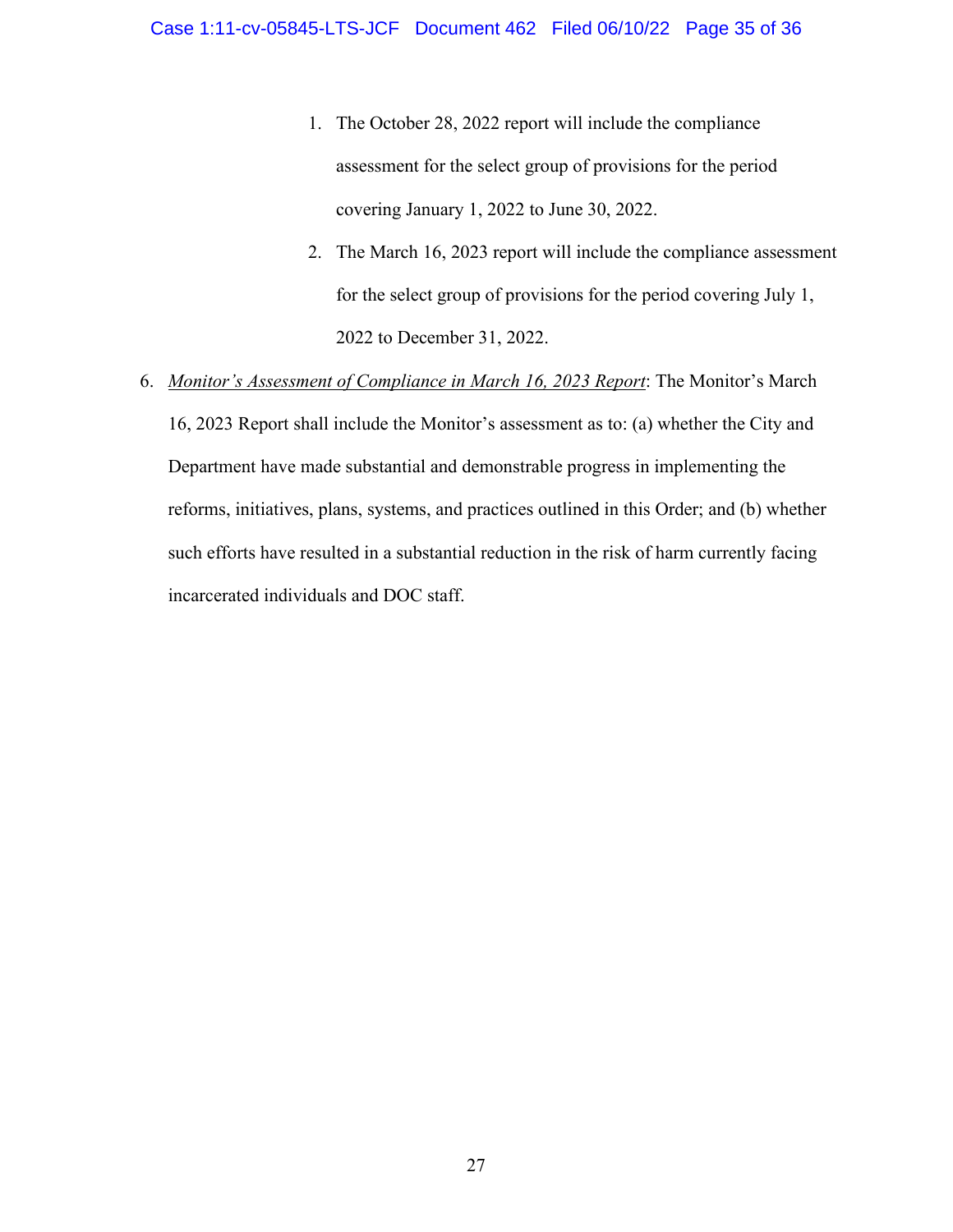1. The October 28, 2022 report will include the compliance assessment for the select group of provisions for the period covering January 1, 2022 to June 30, 2022.
2. The March 16, 2023 report will include the compliance assessment for the select group of provisions for the period covering July 1, 2022 to December 31, 2022.

6. *Monitor's Assessment of Compliance in March 16, 2023 Report*: The Monitor's March 16, 2023 Report shall include the Monitor's assessment as to: (a) whether the City and Department have made substantial and demonstrable progress in implementing the reforms, initiatives, plans, systems, and practices outlined in this Order; and (b) whether such efforts have resulted in a substantial reduction in the risk of harm currently facing incarcerated individuals and DOC staff.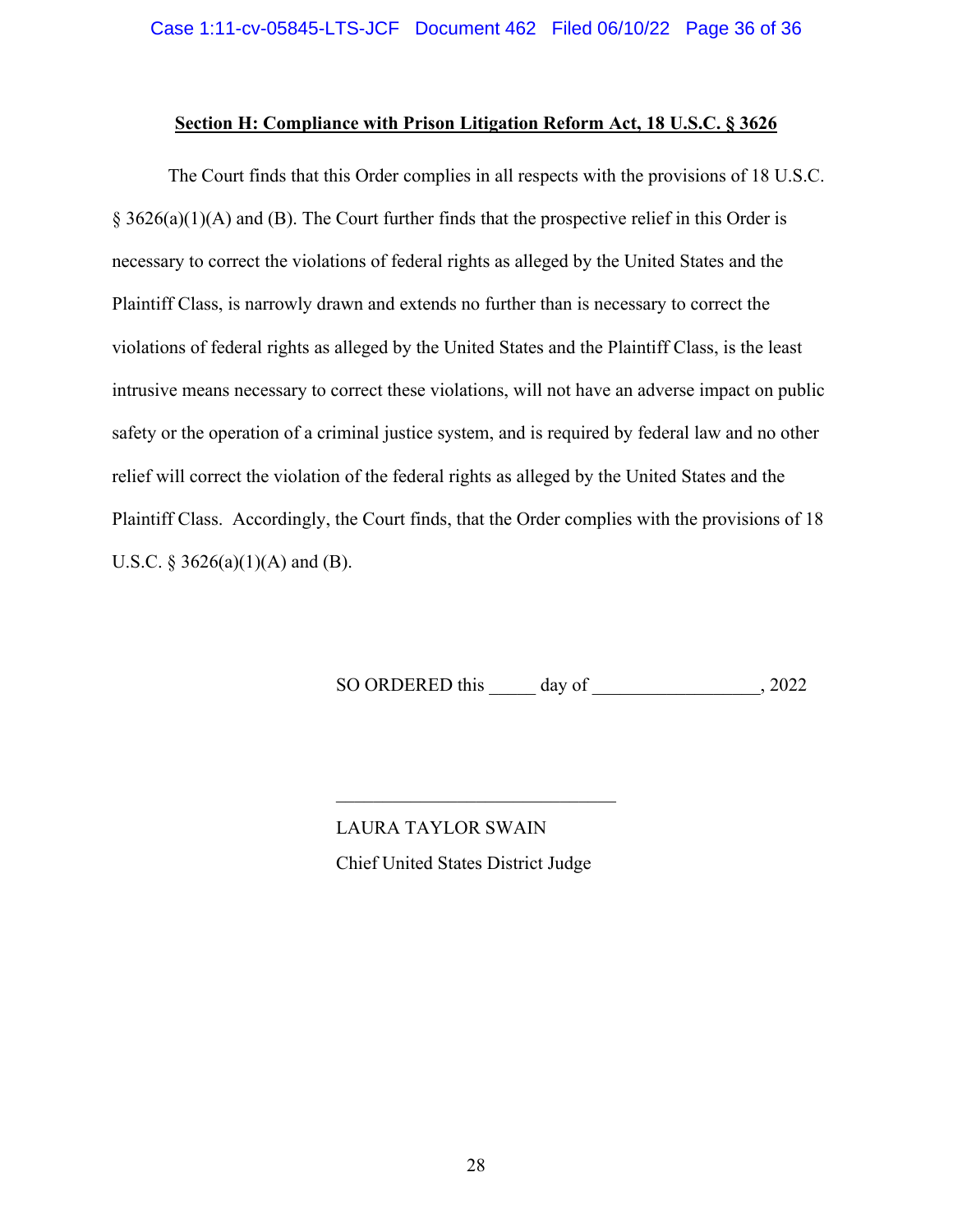**Section H: Compliance with Prison Litigation Reform Act, 18 U.S.C. § 3626**

The Court finds that this Order complies in all respects with the provisions of 18 U.S.C. § 3626(a)(1)(A) and (B). The Court further finds that the prospective relief in this Order is necessary to correct the violations of federal rights as alleged by the United States and the Plaintiff Class, is narrowly drawn and extends no further than is necessary to correct the violations of federal rights as alleged by the United States and the Plaintiff Class, is the least intrusive means necessary to correct these violations, will not have an adverse impact on public safety or the operation of a criminal justice system, and is required by federal law and no other relief will correct the violation of the federal rights as alleged by the United States and the Plaintiff Class. Accordingly, the Court finds, that the Order complies with the provisions of 18 U.S.C. § 3626(a)(1)(A) and (B).

SO ORDERED this _____ day of __________________, 2022

______________________________

LAURA TAYLOR SWAIN

Chief United States District Judge